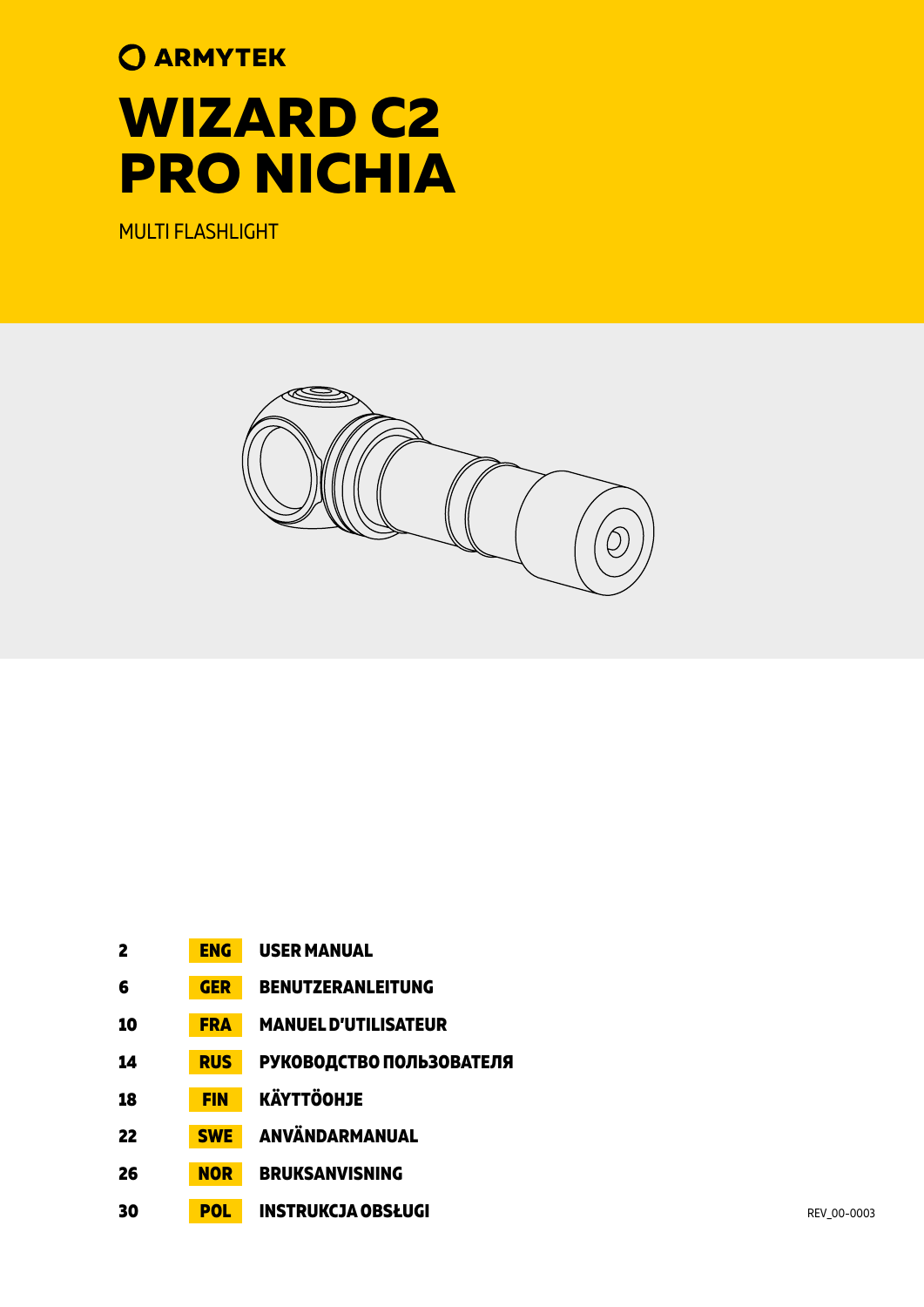ARMYTEK

# WIZARD C2 PRO NICHIA

MULTI FLASHLIGHT

| | | |
|---|---|---|
| 2 | ENG | USER MANUAL |
| 6 | GER | BENUTZERANLEITUNG |
| 10 | FRA | MANUEL D'UTILISATEUR |
| 14 | RUS | РУКОВОДСТВО ПОЛЬЗОВАТЕЛЯ |
| 18 | FIN | KÄYTTÖOHJE |
| 22 | SWE | ANVÄNDARMANUAL |
| 26 | NOR | BRUKSANVISNING |
| 30 | POL | INSTRUKCJA OBSŁUGI |

REV_00-0003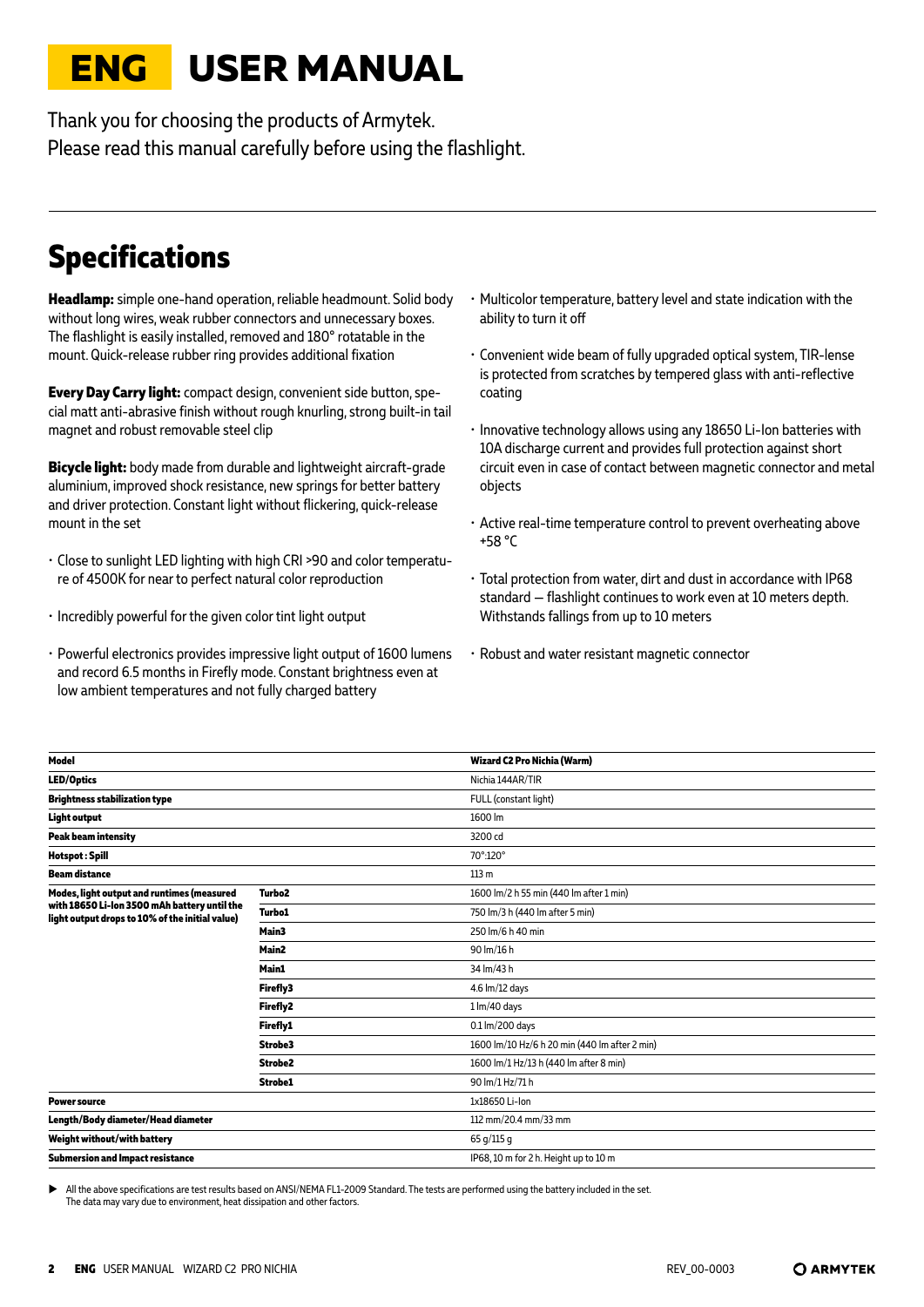# ENG USER MANUAL

Thank you for choosing the products of Armytek.
Please read this manual carefully before using the flashlight.

## Specifications

**Headlamp:** simple one-hand operation, reliable headmount. Solid body without long wires, weak rubber connectors and unnecessary boxes. The flashlight is easily installed, removed and 180° rotatable in the mount. Quick-release rubber ring provides additional fixation

**Every Day Carry light:** compact design, convenient side button, special matt anti-abrasive finish without rough knurling, strong built-in tail magnet and robust removable steel clip

**Bicycle light:** body made from durable and lightweight aircraft-grade aluminium, improved shock resistance, new springs for better battery and driver protection. Constant light without flickering, quick-release mount in the set

- Close to sunlight LED lighting with high CRI >90 and color temperature of 4500K for near to perfect natural color reproduction
- Incredibly powerful for the given color tint light output
- Powerful electronics provides impressive light output of 1600 lumens and record 6.5 months in Firefly mode. Constant brightness even at low ambient temperatures and not fully charged battery
- Multicolor temperature, battery level and state indication with the ability to turn it off
- Convenient wide beam of fully upgraded optical system, TIR-lense is protected from scratches by tempered glass with anti-reflective coating
- Innovative technology allows using any 18650 Li-Ion batteries with 10A discharge current and provides full protection against short circuit even in case of contact between magnetic connector and metal objects
- Active real-time temperature control to prevent overheating above +58 °C
- Total protection from water, dirt and dust in accordance with IP68 standard — flashlight continues to work even at 10 meters depth. Withstands fallings from up to 10 meters
- Robust and water resistant magnetic connector

| **Model** | | **Wizard C2 Pro Nichia (Warm)** |
|---|---|---|
| **LED/Optics** | | Nichia 144AR/TIR |
| **Brightness stabilization type** | | FULL (constant light) |
| **Light output** | | 1600 lm |
| **Peak beam intensity** | | 3200 cd |
| **Hotspot : Spill** | | 70°:120° |
| **Beam distance** | | 113 m |
| **Modes, light output and runtimes (measured with 18650 Li-Ion 3500 mAh battery until the light output drops to 10% of the initial value)** | **Turbo2** | 1600 lm/2 h 55 min (440 lm after 1 min) |
| | **Turbo1** | 750 lm/3 h (440 lm after 5 min) |
| | **Main3** | 250 lm/6 h 40 min |
| | **Main2** | 90 lm/16 h |
| | **Main1** | 34 lm/43 h |
| | **Firefly3** | 4.6 lm/12 days |
| | **Firefly2** | 1 lm/40 days |
| | **Firefly1** | 0.1 lm/200 days |
| | **Strobe3** | 1600 lm/10 Hz/6 h 20 min (440 lm after 2 min) |
| | **Strobe2** | 1600 lm/1 Hz/13 h (440 lm after 8 min) |
| | **Strobe1** | 90 lm/1 Hz/71 h |
| **Power source** | | 1x18650 Li-Ion |
| **Length/Body diameter/Head diameter** | | 112 mm/20.4 mm/33 mm |
| **Weight without/with battery** | | 65 g/115 g |
| **Submersion and Impact resistance** | | IP68, 10 m for 2 h. Height up to 10 m |

▶ All the above specifications are test results based on ANSI/NEMA FL1-2009 Standard. The tests are performed using the battery included in the set. The data may vary due to environment, heat dissipation and other factors.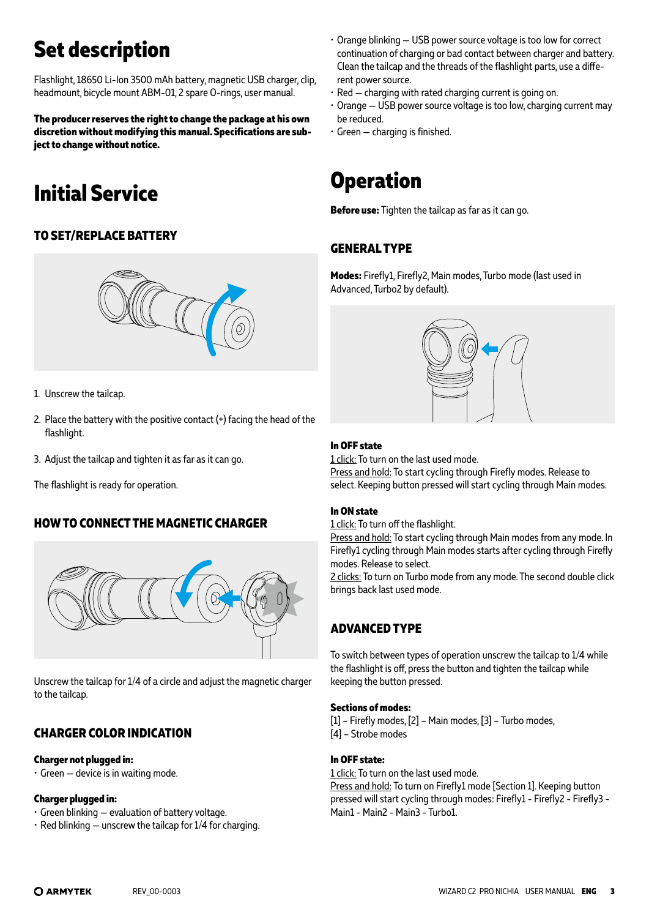# Set description

Flashlight, 18650 Li-Ion 3500 mAh battery, magnetic USB charger, clip, headmount, bicycle mount ABM-01, 2 spare O-rings, user manual.

**The producer reserves the right to change the package at his own discretion without modifying this manual. Specifications are subject to change without notice.**

# Initial Service

## TO SET/REPLACE BATTERY

1. Unscrew the tailcap.

2. Place the battery with the positive contact (+) facing the head of the flashlight.

3. Adjust the tailcap and tighten it as far as it can go.

The flashlight is ready for operation.

## HOW TO CONNECT THE MAGNETIC CHARGER

Unscrew the tailcap for 1/4 of a circle and adjust the magnetic charger to the tailcap.

## CHARGER COLOR INDICATION

**Charger not plugged in:**

- Green – device is in waiting mode.

**Charger plugged in:**

- Green blinking – evaluation of battery voltage.
- Red blinking – unscrew the tailcap for 1/4 for charging.
- Orange blinking – USB power source voltage is too low for correct continuation of charging or bad contact between charger and battery. Clean the tailcap and the threads of the flashlight parts, use a different power source.
- Red – charging with rated charging current is going on.
- Orange – USB power source voltage is too low, charging current may be reduced.
- Green – charging is finished.

# Operation

**Before use:** Tighten the tailcap as far as it can go.

## GENERAL TYPE

**Modes:** Firefly1, Firefly2, Main modes, Turbo mode (last used in Advanced, Turbo2 by default).

**In OFF state**

1 click: To turn on the last used mode.
Press and hold: To start cycling through Firefly modes. Release to select. Keeping button pressed will start cycling through Main modes.

**In ON state**

1 click: To turn off the flashlight.
Press and hold: To start cycling through Main modes from any mode. In Firefly1 cycling through Main modes starts after cycling through Firefly modes. Release to select.
2 clicks: To turn on Turbo mode from any mode. The second double click brings back last used mode.

## ADVANCED TYPE

To switch between types of operation unscrew the tailcap to 1/4 while the flashlight is off, press the button and tighten the tailcap while keeping the button pressed.

**Sections of modes:**
[1] – Firefly modes, [2] – Main modes, [3] – Turbo modes,
[4] – Strobe modes

**In OFF state:**

1 click: To turn on the last used mode.
Press and hold: To turn on Firefly1 mode [Section 1]. Keeping button pressed will start cycling through modes: Firefly1 - Firefly2 - Firefly3 - Main1 - Main2 - Main3 - Turbo1.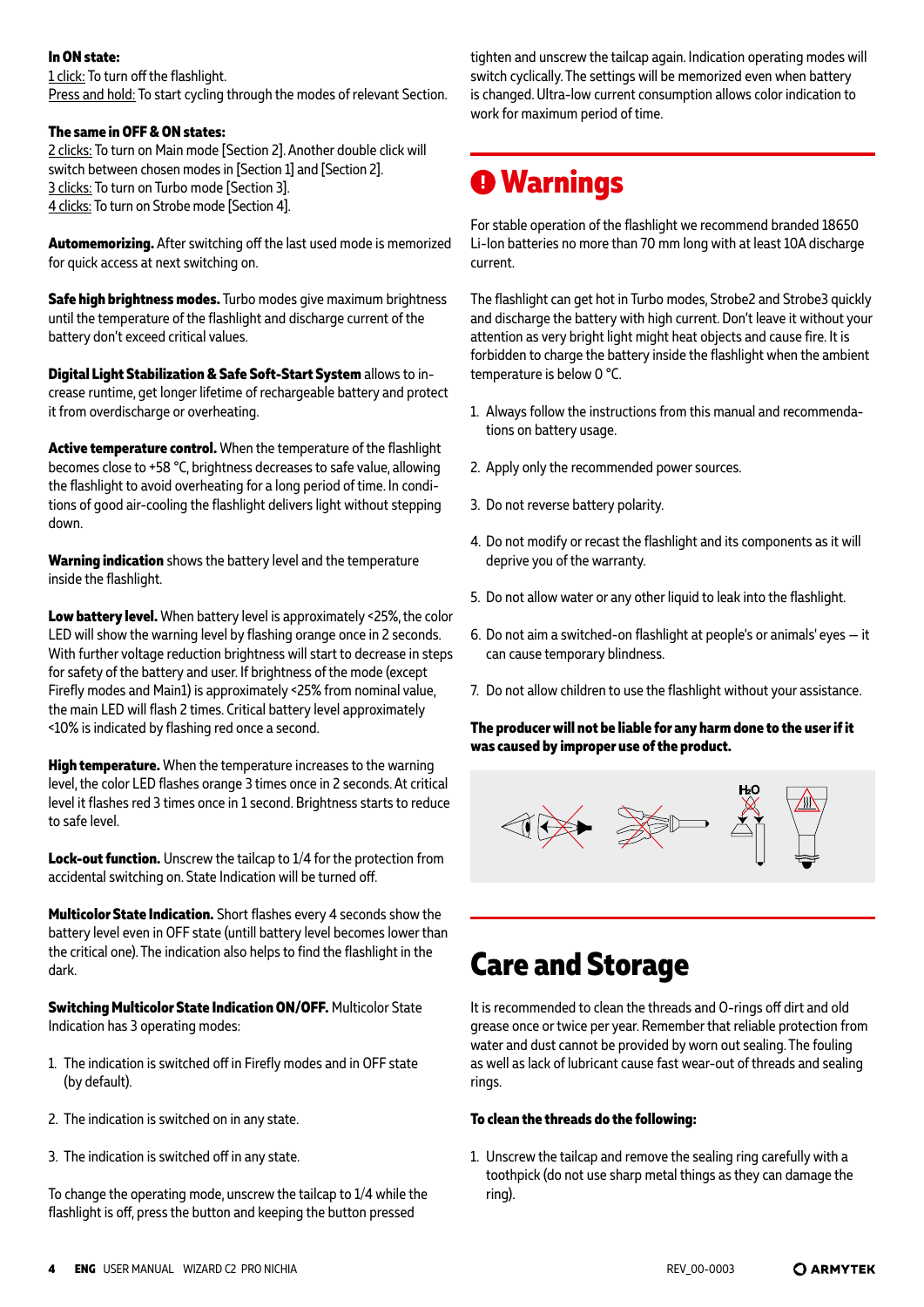**In ON state:**
1 click: To turn off the flashlight.
Press and hold: To start cycling through the modes of relevant Section.

**The same in OFF & ON states:**
2 clicks: To turn on Main mode [Section 2]. Another double click will switch between chosen modes in [Section 1] and [Section 2].
3 clicks: To turn on Turbo mode [Section 3].
4 clicks: To turn on Strobe mode [Section 4].

**Automemorizing.** After switching off the last used mode is memorized for quick access at next switching on.

**Safe high brightness modes.** Turbo modes give maximum brightness until the temperature of the flashlight and discharge current of the battery don't exceed critical values.

**Digital Light Stabilization & Safe Soft-Start System** allows to increase runtime, get longer lifetime of rechargeable battery and protect it from overdischarge or overheating.

**Active temperature control.** When the temperature of the flashlight becomes close to +58 °C, brightness decreases to safe value, allowing the flashlight to avoid overheating for a long period of time. In conditions of good air-cooling the flashlight delivers light without stepping down.

**Warning indication** shows the battery level and the temperature inside the flashlight.

**Low battery level.** When battery level is approximately <25%, the color LED will show the warning level by flashing orange once in 2 seconds. With further voltage reduction brightness will start to decrease in steps for safety of the battery and user. If brightness of the mode (except Firefly modes and Main1) is approximately <25% from nominal value, the main LED will flash 2 times. Critical battery level approximately <10% is indicated by flashing red once a second.

**High temperature.** When the temperature increases to the warning level, the color LED flashes orange 3 times once in 2 seconds. At critical level it flashes red 3 times once in 1 second. Brightness starts to reduce to safe level.

**Lock-out function.** Unscrew the tailcap to 1/4 for the protection from accidental switching on. State Indication will be turned off.

**Multicolor State Indication.** Short flashes every 4 seconds show the battery level even in OFF state (untill battery level becomes lower than the critical one). The indication also helps to find the flashlight in the dark.

**Switching Multicolor State Indication ON/OFF.** Multicolor State Indication has 3 operating modes:

1. The indication is switched off in Firefly modes and in OFF state (by default).
2. The indication is switched on in any state.
3. The indication is switched off in any state.

To change the operating mode, unscrew the tailcap to 1/4 while the flashlight is off, press the button and keeping the button pressed tighten and unscrew the tailcap again. Indication operating modes will switch cyclically. The settings will be memorized even when battery is changed. Ultra-low current consumption allows color indication to work for maximum period of time.

# Warnings

For stable operation of the flashlight we recommend branded 18650 Li-Ion batteries no more than 70 mm long with at least 10A discharge current.

The flashlight can get hot in Turbo modes, Strobe2 and Strobe3 quickly and discharge the battery with high current. Don't leave it without your attention as very bright light might heat objects and cause fire. It is forbidden to charge the battery inside the flashlight when the ambient temperature is below 0 °C.

1. Always follow the instructions from this manual and recommendations on battery usage.
2. Apply only the recommended power sources.
3. Do not reverse battery polarity.
4. Do not modify or recast the flashlight and its components as it will deprive you of the warranty.
5. Do not allow water or any other liquid to leak into the flashlight.
6. Do not aim a switched-on flashlight at people's or animals' eyes — it can cause temporary blindness.
7. Do not allow children to use the flashlight without your assistance.

**The producer will not be liable for any harm done to the user if it was caused by improper use of the product.**

# Care and Storage

It is recommended to clean the threads and O-rings off dirt and old grease once or twice per year. Remember that reliable protection from water and dust cannot be provided by worn out sealing. The fouling as well as lack of lubricant cause fast wear-out of threads and sealing rings.

**To clean the threads do the following:**

1. Unscrew the tailcap and remove the sealing ring carefully with a toothpick (do not use sharp metal things as they can damage the ring).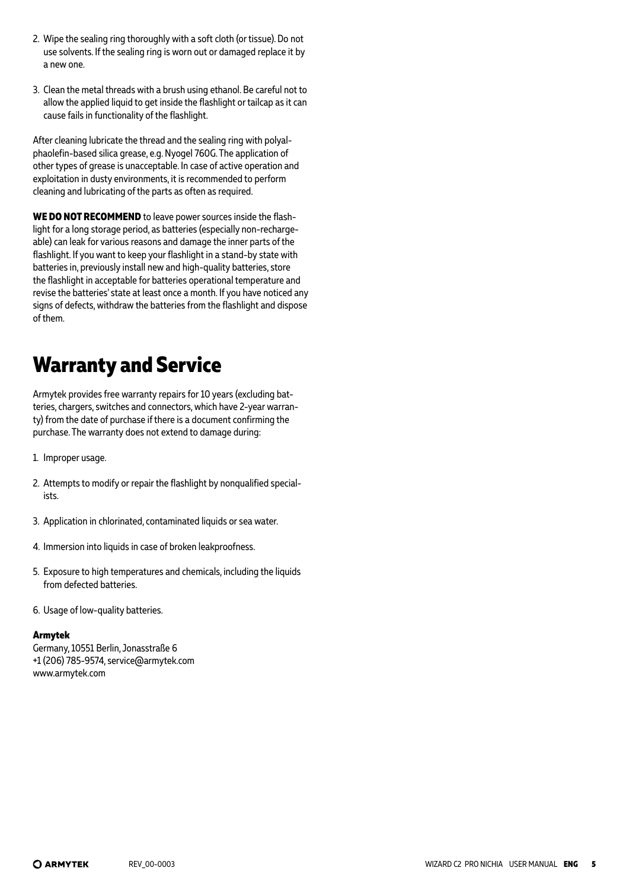2. Wipe the sealing ring thoroughly with a soft cloth (or tissue). Do not use solvents. If the sealing ring is worn out or damaged replace it by a new one.

3. Clean the metal threads with a brush using ethanol. Be careful not to allow the applied liquid to get inside the flashlight or tailcap as it can cause fails in functionality of the flashlight.

After cleaning lubricate the thread and the sealing ring with polyalphaolefin-based silica grease, e.g. Nyogel 760G. The application of other types of grease is unacceptable. In case of active operation and exploitation in dusty environments, it is recommended to perform cleaning and lubricating of the parts as often as required.

**WE DO NOT RECOMMEND** to leave power sources inside the flashlight for a long storage period, as batteries (especially non-rechargeable) can leak for various reasons and damage the inner parts of the flashlight. If you want to keep your flashlight in a stand-by state with batteries in, previously install new and high-quality batteries, store the flashlight in acceptable for batteries operational temperature and revise the batteries' state at least once a month. If you have noticed any signs of defects, withdraw the batteries from the flashlight and dispose of them.

# Warranty and Service

Armytek provides free warranty repairs for 10 years (excluding batteries, chargers, switches and connectors, which have 2-year warranty) from the date of purchase if there is a document confirming the purchase. The warranty does not extend to damage during:

1. Improper usage.

2. Attempts to modify or repair the flashlight by nonqualified specialists.

3. Application in chlorinated, contaminated liquids or sea water.

4. Immersion into liquids in case of broken leakproofness.

5. Exposure to high temperatures and chemicals, including the liquids from defected batteries.

6. Usage of low-quality batteries.

**Armytek**
Germany, 10551 Berlin, Jonasstraße 6
+1 (206) 785-9574, service@armytek.com
www.armytek.com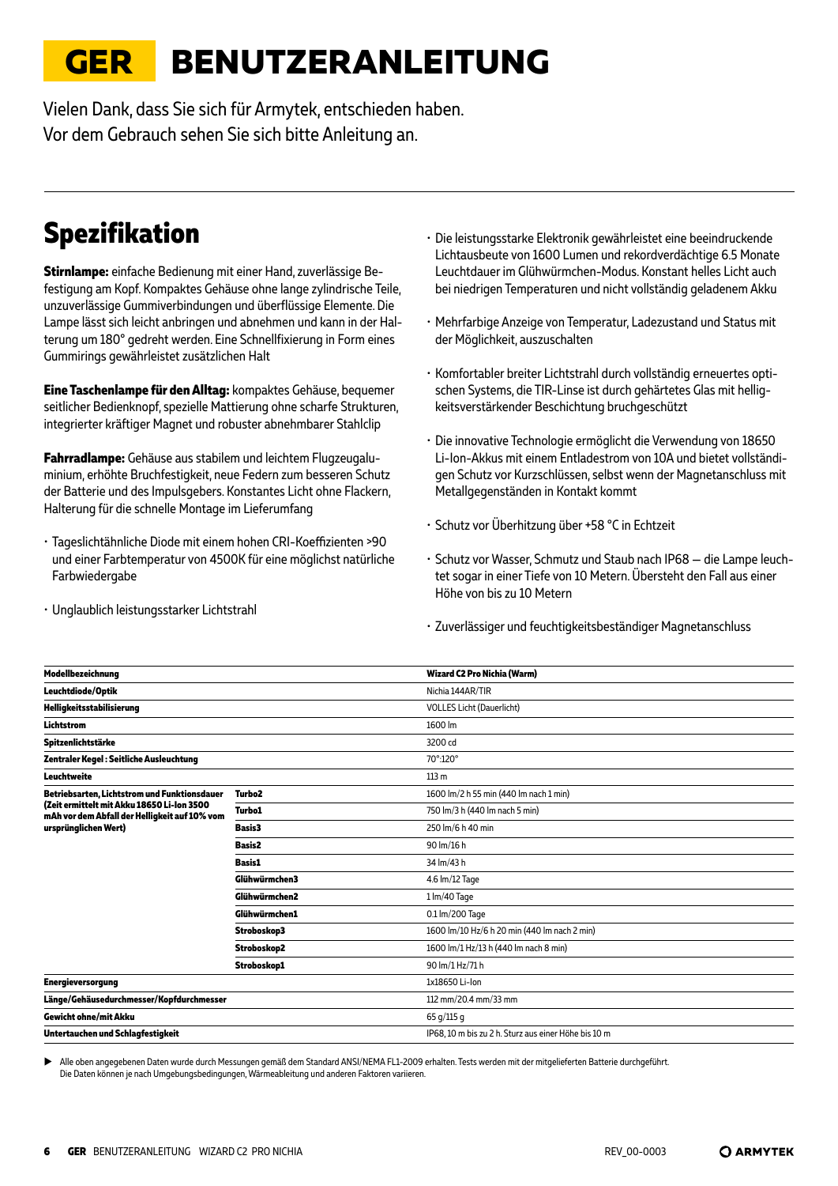# GER BENUTZERANLEITUNG

Vielen Dank, dass Sie sich für Armytek, entschieden haben.
Vor dem Gebrauch sehen Sie sich bitte Anleitung an.

## Spezifikation

**Stirnlampe:** einfache Bedienung mit einer Hand, zuverlässige Befestigung am Kopf. Kompaktes Gehäuse ohne lange zylindrische Teile, unzuverlässige Gummiverbindungen und überflüssige Elemente. Die Lampe lässt sich leicht anbringen und abnehmen und kann in der Halterung um 180° gedreht werden. Eine Schnellfixierung in Form eines Gummirings gewährleistet zusätzlichen Halt

**Eine Taschenlampe für den Alltag:** kompaktes Gehäuse, bequemer seitlicher Bedienknopf, spezielle Mattierung ohne scharfe Strukturen, integrierter kräftiger Magnet und robuster abnehmbarer Stahlclip

**Fahrradlampe:** Gehäuse aus stabilem und leichtem Flugzeugaluminium, erhöhte Bruchfestigkeit, neue Federn zum besseren Schutz der Batterie und des Impulsgebers. Konstantes Licht ohne Flackern, Halterung für die schnelle Montage im Lieferumfang

- Tageslichtähnliche Diode mit einem hohen CRI-Koeffizienten >90 und einer Farbtemperatur von 4500K für eine möglichst natürliche Farbwiedergabe
- Unglaublich leistungsstarker Lichtstrahl
- Die leistungsstarke Elektronik gewährleistet eine beeindruckende Lichtausbeute von 1600 Lumen und rekordverdächtige 6.5 Monate Leuchtdauer im Glühwürmchen-Modus. Konstant helles Licht auch bei niedrigen Temperaturen und nicht vollständig geladenem Akku
- Mehrfarbige Anzeige von Temperatur, Ladezustand und Status mit der Möglichkeit, auszuschalten
- Komfortabler breiter Lichtstrahl durch vollständig erneuertes optischen Systems, die TIR-Linse ist durch gehärtetes Glas mit helligkeitsverstärkender Beschichtung bruchgeschützt
- Die innovative Technologie ermöglicht die Verwendung von 18650 Li-Ion-Akkus mit einem Entladestrom von 10A und bietet vollständigen Schutz vor Kurzschlüssen, selbst wenn der Magnetanschluss mit Metallgegenständen in Kontakt kommt
- Schutz vor Überhitzung über +58 °C in Echtzeit
- Schutz vor Wasser, Schmutz und Staub nach IP68 — die Lampe leuchtet sogar in einer Tiefe von 10 Metern. Übersteht den Fall aus einer Höhe von bis zu 10 Metern
- Zuverlässiger und feuchtigkeitsbeständiger Magnetanschluss

| **Modellbezeichnung** | | **Wizard C2 Pro Nichia (Warm)** |
|---|---|---|
| **Leuchtdiode/Optik** | | Nichia 144AR/TIR |
| **Helligkeitsstabilisierung** | | VOLLES Licht (Dauerlicht) |
| **Lichtstrom** | | 1600 lm |
| **Spitzenlichtstärke** | | 3200 cd |
| **Zentraler Kegel : Seitliche Ausleuchtung** | | 70°:120° |
| **Leuchtweite** | | 113 m |
| **Betriebsarten, Lichtstrom und Funktionsdauer (Zeit ermittelt mit Akku 18650 Li-Ion 3500 mAh vor dem Abfall der Helligkeit auf 10% vom ursprünglichen Wert)** | **Turbo2** | 1600 lm/2 h 55 min (440 lm nach 1 min) |
| | **Turbo1** | 750 lm/3 h (440 lm nach 5 min) |
| | **Basis3** | 250 lm/6 h 40 min |
| | **Basis2** | 90 lm/16 h |
| | **Basis1** | 34 lm/43 h |
| | **Glühwürmchen3** | 4.6 lm/12 Tage |
| | **Glühwürmchen2** | 1 lm/40 Tage |
| | **Glühwürmchen1** | 0.1 lm/200 Tage |
| | **Stroboskop3** | 1600 lm/10 Hz/6 h 20 min (440 lm nach 2 min) |
| | **Stroboskop2** | 1600 lm/1 Hz/13 h (440 lm nach 8 min) |
| | **Stroboskop1** | 90 lm/1 Hz/71 h |
| **Energieversorgung** | | 1x18650 Li-Ion |
| **Länge/Gehäusedurchmesser/Kopfdurchmesser** | | 112 mm/20.4 mm/33 mm |
| **Gewicht ohne/mit Akku** | | 65 g/115 g |
| **Untertauchen und Schlagfestigkeit** | | IP68, 10 m bis zu 2 h. Sturz aus einer Höhe bis 10 m |

▶ Alle oben angegebenen Daten wurde durch Messungen gemäß dem Standard ANSI/NEMA FL1-2009 erhalten. Tests werden mit der mitgelieferten Batterie durchgeführt. Die Daten können je nach Umgebungsbedingungen, Wärmeableitung und anderen Faktoren variieren.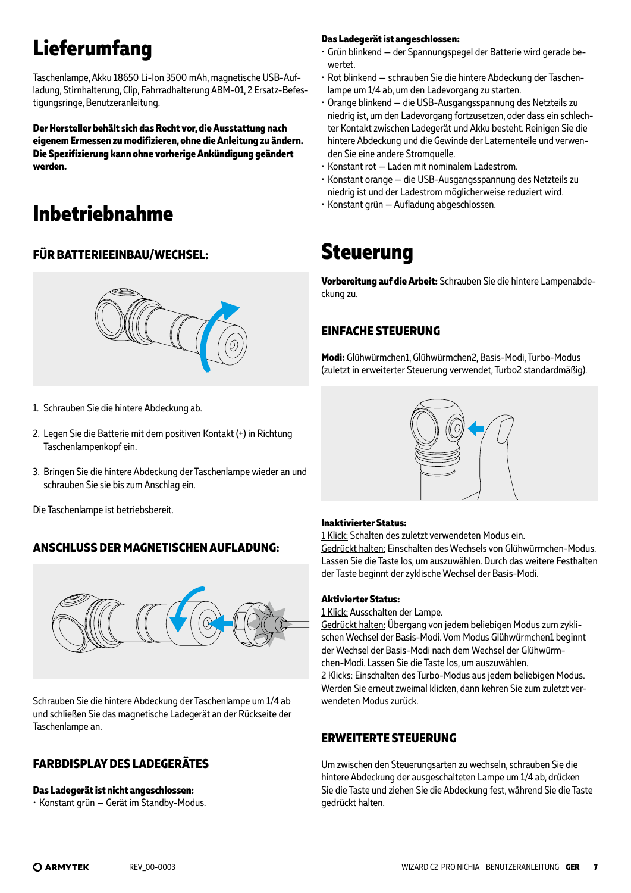# Lieferumfang

Taschenlampe, Akku 18650 Li-Ion 3500 mAh, magnetische USB-Aufladung, Stirnhalterung, Clip, Fahrradhalterung ABM-01, 2 Ersatz-Befestigungsringe, Benutzeranleitung.

**Der Hersteller behält sich das Recht vor, die Ausstattung nach eigenem Ermessen zu modifizieren, ohne die Anleitung zu ändern. Die Spezifizierung kann ohne vorherige Ankündigung geändert werden.**

# Inbetriebnahme

## FÜR BATTERIEEINBAU/WECHSEL:

1. Schrauben Sie die hintere Abdeckung ab.
2. Legen Sie die Batterie mit dem positiven Kontakt (+) in Richtung Taschenlampenkopf ein.
3. Bringen Sie die hintere Abdeckung der Taschenlampe wieder an und schrauben Sie sie bis zum Anschlag ein.

Die Taschenlampe ist betriebsbereit.

## ANSCHLUSS DER MAGNETISCHEN AUFLADUNG:

Schrauben Sie die hintere Abdeckung der Taschenlampe um 1/4 ab und schließen Sie das magnetische Ladegerät an der Rückseite der Taschenlampe an.

## FARBDISPLAY DES LADEGERÄTES

**Das Ladegerät ist nicht angeschlossen:**

- Konstant grün – Gerät im Standby-Modus.

**Das Ladegerät ist angeschlossen:**

- Grün blinkend – der Spannungspegel der Batterie wird gerade bewertet.
- Rot blinkend – schrauben Sie die hintere Abdeckung der Taschenlampe um 1/4 ab, um den Ladevorgang zu starten.
- Orange blinkend – die USB-Ausgangsspannung des Netzteils zu niedrig ist, um den Ladevorgang fortzusetzen, oder dass ein schlechter Kontakt zwischen Ladegerät und Akku besteht. Reinigen Sie die hintere Abdeckung und die Gewinde der Laternenteile und verwenden Sie eine andere Stromquelle.
- Konstant rot – Laden mit nominalem Ladestrom.
- Konstant orange – die USB-Ausgangsspannung des Netzteils zu niedrig ist und der Ladestrom möglicherweise reduziert wird.
- Konstant grün – Aufladung abgeschlossen.

# Steuerung

**Vorbereitung auf die Arbeit:** Schrauben Sie die hintere Lampenabdeckung zu.

## EINFACHE STEUERUNG

**Modi:** Glühwürmchen1, Glühwürmchen2, Basis-Modi, Turbo-Modus (zuletzt in erweiterter Steuerung verwendet, Turbo2 standardmäßig).

**Inaktivierter Status:**
1 Klick: Schalten des zuletzt verwendeten Modus ein.
Gedrückt halten: Einschalten des Wechsels von Glühwürmchen-Modus. Lassen Sie die Taste los, um auszuwählen. Durch das weitere Festhalten der Taste beginnt der zyklische Wechsel der Basis-Modi.

**Aktivierter Status:**
1 Klick: Ausschalten der Lampe.
Gedrückt halten: Übergang von jedem beliebigen Modus zum zyklischen Wechsel der Basis-Modi. Vom Modus Glühwürmchen1 beginnt der Wechsel der Basis-Modi nach dem Wechsel der Glühwürmchen-Modi. Lassen Sie die Taste los, um auszuwählen.
2 Klicks: Einschalten des Turbo-Modus aus jedem beliebigen Modus. Werden Sie erneut zweimal klicken, dann kehren Sie zum zuletzt verwendeten Modus zurück.

## ERWEITERTE STEUERUNG

Um zwischen den Steuerungsarten zu wechseln, schrauben Sie die hintere Abdeckung der ausgeschalteten Lampe um 1/4 ab, drücken Sie die Taste und ziehen Sie die Abdeckung fest, während Sie die Taste gedrückt halten.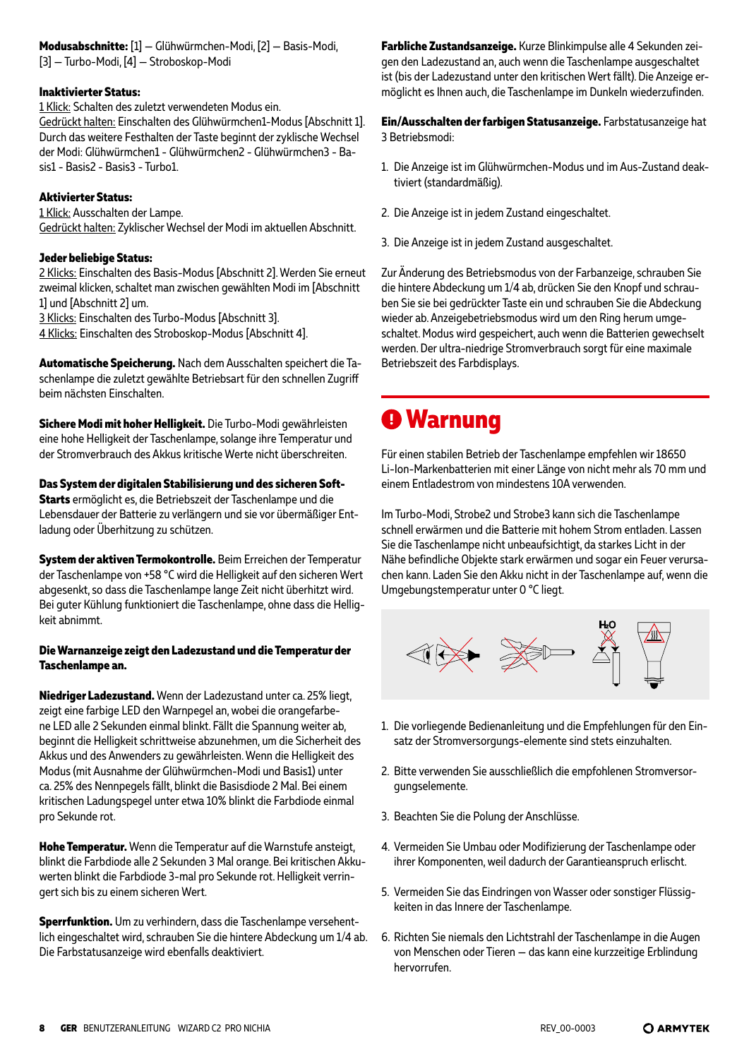**Modusabschnitte:** [1] — Glühwürmchen-Modi, [2] — Basis-Modi, [3] — Turbo-Modi, [4] — Stroboskop-Modi

**Inaktivierter Status:**
1 Klick: Schalten des zuletzt verwendeten Modus ein.
Gedrückt halten: Einschalten des Glühwürmchen1-Modus [Abschnitt 1]. Durch das weitere Festhalten der Taste beginnt der zyklische Wechsel der Modi: Glühwürmchen1 - Glühwürmchen2 - Glühwürmchen3 - Basis1 - Basis2 - Basis3 - Turbo1.

**Aktivierter Status:**
1 Klick: Ausschalten der Lampe.
Gedrückt halten: Zyklischer Wechsel der Modi im aktuellen Abschnitt.

**Jeder beliebige Status:**
2 Klicks: Einschalten des Basis-Modus [Abschnitt 2]. Werden Sie erneut zweimal klicken, schaltet man zwischen gewählten Modi im [Abschnitt 1] und [Abschnitt 2] um.
3 Klicks: Einschalten des Turbo-Modus [Abschnitt 3].
4 Klicks: Einschalten des Stroboskop-Modus [Abschnitt 4].

**Automatische Speicherung.** Nach dem Ausschalten speichert die Taschenlampe die zuletzt gewählte Betriebsart für den schnellen Zugriff beim nächsten Einschalten.

**Sichere Modi mit hoher Helligkeit.** Die Turbo-Modi gewährleisten eine hohe Helligkeit der Taschenlampe, solange ihre Temperatur und der Stromverbrauch des Akkus kritische Werte nicht überschreiten.

**Das System der digitalen Stabilisierung und des sicheren Soft-Starts** ermöglicht es, die Betriebszeit der Taschenlampe und die Lebensdauer der Batterie zu verlängern und sie vor übermäßiger Entladung oder Überhitzung zu schützen.

**System der aktiven Termokontrolle.** Beim Erreichen der Temperatur der Taschenlampe von +58 °C wird die Helligkeit auf den sicheren Wert abgesenkt, so dass die Taschenlampe lange Zeit nicht überhitzt wird. Bei guter Kühlung funktioniert die Taschenlampe, ohne dass die Helligkeit abnimmt.

**Die Warnanzeige zeigt den Ladezustand und die Temperatur der Taschenlampe an.**

**Niedriger Ladezustand.** Wenn der Ladezustand unter ca. 25% liegt, zeigt eine farbige LED den Warnpegel an, wobei die orangefarbene LED alle 2 Sekunden einmal blinkt. Fällt die Spannung weiter ab, beginnt die Helligkeit schrittweise abzunehmen, um die Sicherheit des Akkus und des Anwenders zu gewährleisten. Wenn die Helligkeit des Modus (mit Ausnahme der Glühwürmchen-Modi und Basis1) unter ca. 25% des Nennpegels fällt, blinkt die Basisdiode 2 Mal. Bei einem kritischen Ladungspegel unter etwa 10% blinkt die Farbdiode einmal pro Sekunde rot.

**Hohe Temperatur.** Wenn die Temperatur auf die Warnstufe ansteigt, blinkt die Farbdiode alle 2 Sekunden 3 Mal orange. Bei kritischen Akkuwerten blinkt die Farbdiode 3-mal pro Sekunde rot. Helligkeit verringert sich bis zu einem sicheren Wert.

**Sperrfunktion.** Um zu verhindern, dass die Taschenlampe versehentlich eingeschaltet wird, schrauben Sie die hintere Abdeckung um 1/4 ab. Die Farbstatusanzeige wird ebenfalls deaktiviert.

**Farbliche Zustandsanzeige.** Kurze Blinkimpulse alle 4 Sekunden zeigen den Ladezustand an, auch wenn die Taschenlampe ausgeschaltet ist (bis der Ladezustand unter den kritischen Wert fällt). Die Anzeige ermöglicht es Ihnen auch, die Taschenlampe im Dunkeln wiederzufinden.

**Ein/Ausschalten der farbigen Statusanzeige.** Farbstatusanzeige hat 3 Betriebsmodi:

1. Die Anzeige ist im Glühwürmchen-Modus und im Aus-Zustand deaktiviert (standardmäßig).
2. Die Anzeige ist in jedem Zustand eingeschaltet.
3. Die Anzeige ist in jedem Zustand ausgeschaltet.

Zur Änderung des Betriebsmodus von der Farbanzeige, schrauben Sie die hintere Abdeckung um 1/4 ab, drücken Sie den Knopf und schrauben Sie bei gedrückter Taste ein und schrauben Sie die Abdeckung wieder ab. Anzeigebetriebsmodus wird um den Ring herum umgeschaltet. Modus wird gespeichert, auch wenn die Batterien gewechselt werden. Der ultra-niedrige Stromverbrauch sorgt für eine maximale Betriebszeit des Farbdisplays.

## Warnung

Für einen stabilen Betrieb der Taschenlampe empfehlen wir 18650 Li-Ion-Markenbatterien mit einer Länge von nicht mehr als 70 mm und einem Entladestrom von mindestens 10A verwenden.

Im Turbo-Modi, Strobe2 und Strobe3 kann sich die Taschenlampe schnell erwärmen und die Batterie mit hohem Strom entladen. Lassen Sie die Taschenlampe nicht unbeaufsichtigt, da starkes Licht in der Nähe befindliche Objekte stark erwärmen und sogar ein Feuer verursachen kann. Laden Sie den Akku nicht in der Taschenlampe auf, wenn die Umgebungstemperatur unter 0 °C liegt.

1. Die vorliegende Bedienanleitung und die Empfehlungen für den Einsatz der Stromversorgungs-elemente sind stets einzuhalten.
2. Bitte verwenden Sie ausschließlich die empfohlenen Stromversorgungselemente.
3. Beachten Sie die Polung der Anschlüsse.
4. Vermeiden Sie Umbau oder Modifizierung der Taschenlampe oder ihrer Komponenten, weil dadurch der Garantieanspruch erlischt.
5. Vermeiden Sie das Eindringen von Wasser oder sonstiger Flüssigkeiten in das Innere der Taschenlampe.
6. Richten Sie niemals den Lichtstrahl der Taschenlampe in die Augen von Menschen oder Tieren — das kann eine kurzzeitige Erblindung hervorrufen.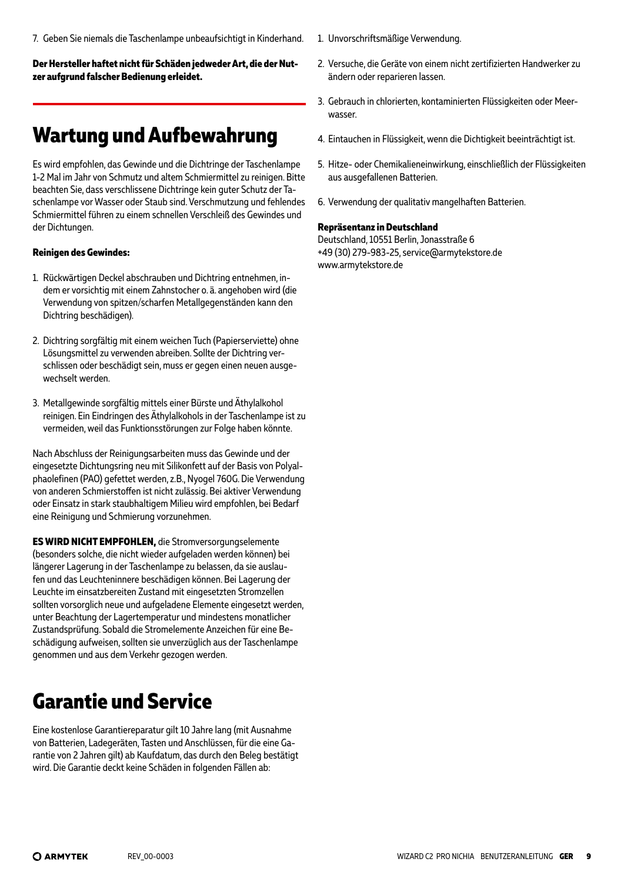7. Geben Sie niemals die Taschenlampe unbeaufsichtigt in Kinderhand.

**Der Hersteller haftet nicht für Schäden jedweder Art, die der Nutzer aufgrund falscher Bedienung erleidet.**

## Wartung und Aufbewahrung

Es wird empfohlen, das Gewinde und die Dichtringe der Taschenlampe 1-2 Mal im Jahr von Schmutz und altem Schmiermittel zu reinigen. Bitte beachten Sie, dass verschlissene Dichtringe kein guter Schutz der Taschenlampe vor Wasser oder Staub sind. Verschmutzung und fehlendes Schmiermittel führen zu einem schnellen Verschleiß des Gewindes und der Dichtungen.

**Reinigen des Gewindes:**

1. Rückwärtigen Deckel abschrauben und Dichtring entnehmen, indem er vorsichtig mit einem Zahnstocher o. ä. angehoben wird (die Verwendung von spitzen/scharfen Metallgegenständen kann den Dichtring beschädigen).
2. Dichtring sorgfältig mit einem weichen Tuch (Papierserviette) ohne Lösungsmittel zu verwenden abreiben. Sollte der Dichtring verschlissen oder beschädigt sein, muss er gegen einen neuen ausgewechselt werden.
3. Metallgewinde sorgfältig mittels einer Bürste und Äthylalkohol reinigen. Ein Eindringen des Äthylalkohols in der Taschenlampe ist zu vermeiden, weil das Funktionsstörungen zur Folge haben könnte.

Nach Abschluss der Reinigungsarbeiten muss das Gewinde und der eingesetzte Dichtungsring neu mit Silikonfett auf der Basis von Polyalphaolefinen (PAO) gefettet werden, z.B., Nyogel 760G. Die Verwendung von anderen Schmierstoffen ist nicht zulässig. Bei aktiver Verwendung oder Einsatz in stark staubhaltigem Milieu wird empfohlen, bei Bedarf eine Reinigung und Schmierung vorzunehmen.

**ES WIRD NICHT EMPFOHLEN,** die Stromversorgungselemente (besonders solche, die nicht wieder aufgeladen werden können) bei längerer Lagerung in der Taschenlampe zu belassen, da sie auslaufen und das Leuchteninnere beschädigen können. Bei Lagerung der Leuchte im einsatzbereiten Zustand mit eingesetzten Stromzellen sollten vorsorglich neue und aufgeladene Elemente eingesetzt werden, unter Beachtung der Lagertemperatur und mindestens monatlicher Zustandsprüfung. Sobald die Stromelemente Anzeichen für eine Beschädigung aufweisen, sollten sie unverzüglich aus der Taschenlampe genommen und aus dem Verkehr gezogen werden.

## Garantie und Service

Eine kostenlose Garantiereparatur gilt 10 Jahre lang (mit Ausnahme von Batterien, Ladegeräten, Tasten und Anschlüssen, für die eine Garantie von 2 Jahren gilt) ab Kaufdatum, das durch den Beleg bestätigt wird. Die Garantie deckt keine Schäden in folgenden Fällen ab:

1. Unvorschriftsmäßige Verwendung.
2. Versuche, die Geräte von einem nicht zertifizierten Handwerker zu ändern oder reparieren lassen.
3. Gebrauch in chlorierten, kontaminierten Flüssigkeiten oder Meerwasser.
4. Eintauchen in Flüssigkeit, wenn die Dichtigkeit beeinträchtigt ist.
5. Hitze- oder Chemikalieneinwirkung, einschließlich der Flüssigkeiten aus ausgefallenen Batterien.
6. Verwendung der qualitativ mangelhaften Batterien.

**Repräsentanz in Deutschland**
Deutschland, 10551 Berlin, Jonasstraße 6
+49 (30) 279-983-25, service@armytekstore.de
www.armytekstore.de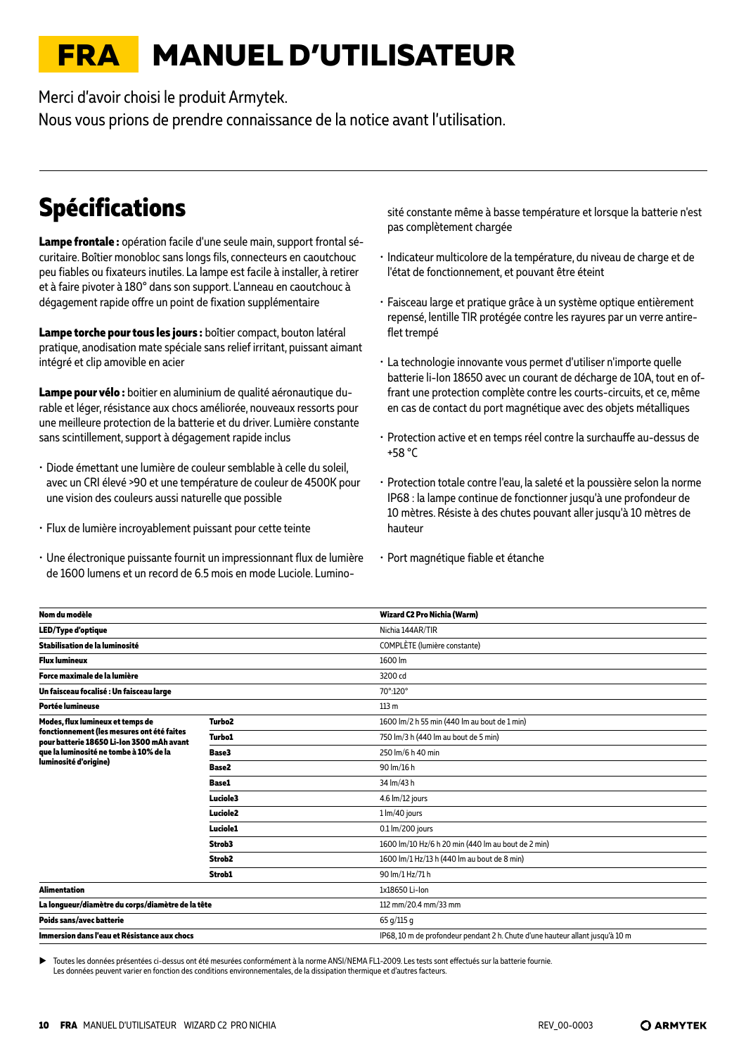# FRA MANUEL D'UTILISATEUR

Merci d'avoir choisi le produit Armytek.
Nous vous prions de prendre connaissance de la notice avant l'utilisation.

## Spécifications

**Lampe frontale :** opération facile d'une seule main, support frontal sécuritaire. Boîtier monobloc sans longs fils, connecteurs en caoutchouc peu fiables ou fixateurs inutiles. La lampe est facile à installer, à retirer et à faire pivoter à 180° dans son support. L'anneau en caoutchouc à dégagement rapide offre un point de fixation supplémentaire

**Lampe torche pour tous les jours :** boîtier compact, bouton latéral pratique, anodisation mate spéciale sans relief irritant, puissant aimant intégré et clip amovible en acier

**Lampe pour vélo :** boitier en aluminium de qualité aéronautique durable et léger, résistance aux chocs améliorée, nouveaux ressorts pour une meilleure protection de la batterie et du driver. Lumière constante sans scintillement, support à dégagement rapide inclus

- Diode émettant une lumière de couleur semblable à celle du soleil, avec un CRI élevé >90 et une température de couleur de 4500K pour une vision des couleurs aussi naturelle que possible
- Flux de lumière incroyablement puissant pour cette teinte
- Une électronique puissante fournit un impressionnant flux de lumière de 1600 lumens et un record de 6.5 mois en mode Luciole. Luminosité constante même à basse température et lorsque la batterie n'est pas complètement chargée
- Indicateur multicolore de la température, du niveau de charge et de l'état de fonctionnement, et pouvant être éteint
- Faisceau large et pratique grâce à un système optique entièrement repensé, lentille TIR protégée contre les rayures par un verre antireflet trempé
- La technologie innovante vous permet d'utiliser n'importe quelle batterie li-Ion 18650 avec un courant de décharge de 10A, tout en offrant une protection complète contre les courts-circuits, et ce, même en cas de contact du port magnétique avec des objets métalliques
- Protection active et en temps réel contre la surchauffe au-dessus de +58 °C
- Protection totale contre l'eau, la saleté et la poussière selon la norme IP68 : la lampe continue de fonctionner jusqu'à une profondeur de 10 mètres. Résiste à des chutes pouvant aller jusqu'à 10 mètres de hauteur
- Port magnétique fiable et étanche

| **Nom du modèle** | | **Wizard C2 Pro Nichia (Warm)** |
|---|---|---|
| **LED/Type d'optique** | | Nichia 144AR/TIR |
| **Stabilisation de la luminosité** | | COMPLÈTE (lumière constante) |
| **Flux lumineux** | | 1600 lm |
| **Force maximale de la lumière** | | 3200 cd |
| **Un faisceau focalisé : Un faisceau large** | | 70°:120° |
| **Portée lumineuse** | | 113 m |
| **Modes, flux lumineux et temps de fonctionnement (les mesures ont été faites pour batterie 18650 Li-Ion 3500 mAh avant que la luminosité ne tombe à 10% de la luminosité d'origine)** | **Turbo2** | 1600 lm/2 h 55 min (440 lm au bout de 1 min) |
| | **Turbo1** | 750 lm/3 h (440 lm au bout de 5 min) |
| | **Base3** | 250 lm/6 h 40 min |
| | **Base2** | 90 lm/16 h |
| | **Base1** | 34 lm/43 h |
| | **Luciole3** | 4.6 lm/12 jours |
| | **Luciole2** | 1 lm/40 jours |
| | **Luciole1** | 0.1 lm/200 jours |
| | **Strob3** | 1600 lm/10 Hz/6 h 20 min (440 lm au bout de 2 min) |
| | **Strob2** | 1600 lm/1 Hz/13 h (440 lm au bout de 8 min) |
| | **Strob1** | 90 lm/1 Hz/71 h |
| **Alimentation** | | 1x18650 Li-Ion |
| **La longueur/diamètre du corps/diamètre de la tête** | | 112 mm/20.4 mm/33 mm |
| **Poids sans/avec batterie** | | 65 g/115 g |
| **Immersion dans l'eau et Résistance aux chocs** | | IP68, 10 m de profondeur pendant 2 h. Chute d'une hauteur allant jusqu'à 10 m |

▶ Toutes les données présentées ci-dessus ont été mesurées conformément à la norme ANSI/NEMA FL1-2009. Les tests sont effectués sur la batterie fournie.
Les données peuvent varier en fonction des conditions environnementales, de la dissipation thermique et d'autres facteurs.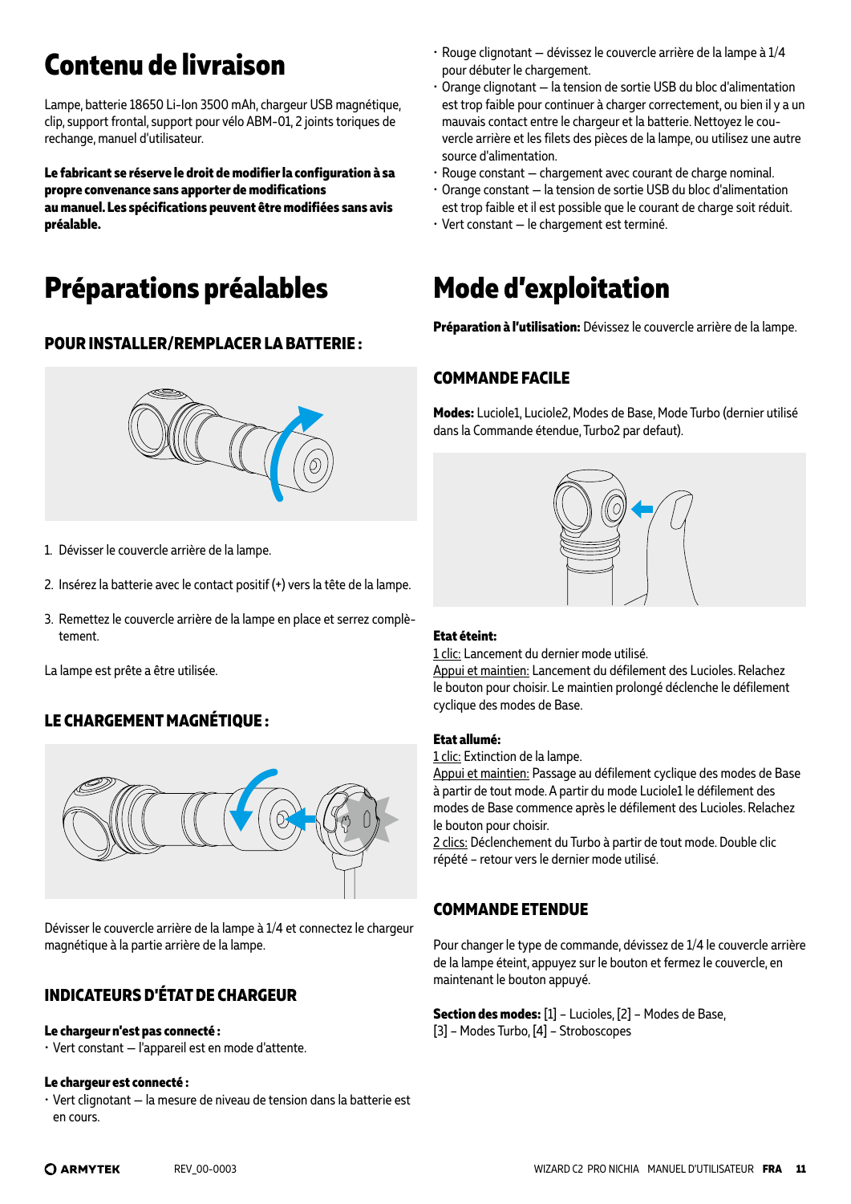# Contenu de livraison

Lampe, batterie 18650 Li-Ion 3500 mAh, chargeur USB magnétique, clip, support frontal, support pour vélo ABM-01, 2 joints toriques de rechange, manuel d'utilisateur.

**Le fabricant se réserve le droit de modifier la configuration à sa propre convenance sans apporter de modifications au manuel. Les spécifications peuvent être modifiées sans avis préalable.**

# Préparations préalables

## POUR INSTALLER/REMPLACER LA BATTERIE :

1. Dévisser le couvercle arrière de la lampe.
2. Insérez la batterie avec le contact positif (+) vers la tête de la lampe.
3. Remettez le couvercle arrière de la lampe en place et serrez complètement.

La lampe est prête a être utilisée.

## LE CHARGEMENT MAGNÉTIQUE :

Dévisser le couvercle arrière de la lampe à 1/4 et connectez le chargeur magnétique à la partie arrière de la lampe.

## INDICATEURS D'ÉTAT DE CHARGEUR

**Le chargeur n'est pas connecté :**
- Vert constant — l'appareil est en mode d'attente.

**Le chargeur est connecté :**
- Vert clignotant — la mesure de niveau de tension dans la batterie est en cours.
- Rouge clignotant — dévissez le couvercle arrière de la lampe à 1/4 pour débuter le chargement.
- Orange clignotant — la tension de sortie USB du bloc d'alimentation est trop faible pour continuer à charger correctement, ou bien il y a un mauvais contact entre le chargeur et la batterie. Nettoyez le couvercle arrière et les filets des pièces de la lampe, ou utilisez une autre source d'alimentation.
- Rouge constant — chargement avec courant de charge nominal.
- Orange constant — la tension de sortie USB du bloc d'alimentation est trop faible et il est possible que le courant de charge soit réduit.
- Vert constant — le chargement est terminé.

# Mode d'exploitation

**Préparation à l'utilisation:** Dévissez le couvercle arrière de la lampe.

## COMMANDE FACILE

**Modes:** Luciole1, Luciole2, Modes de Base, Mode Turbo (dernier utilisé dans la Commande étendue, Turbo2 par défaut).

**Etat éteint:**
1 clic: Lancement du dernier mode utilisé.
Appui et maintien: Lancement du défilement des Lucioles. Relachez le bouton pour choisir. Le maintien prolongé déclenche le défilement cyclique des modes de Base.

**Etat allumé:**
1 clic: Extinction de la lampe.
Appui et maintien: Passage au défilement cyclique des modes de Base à partir de tout mode. A partir du mode Luciole1 le défilement des modes de Base commence après le défilement des Lucioles. Relachez le bouton pour choisir.
2 clics: Déclenchement du Turbo à partir de tout mode. Double clic répété – retour vers le dernier mode utilisé.

## COMMANDE ETENDUE

Pour changer le type de commande, dévissez de 1/4 le couvercle arrière de la lampe éteint, appuyez sur le bouton et fermez le couvercle, en maintenant le bouton appuyé.

**Section des modes:** [1] – Lucioles, [2] – Modes de Base, [3] – Modes Turbo, [4] – Stroboscopes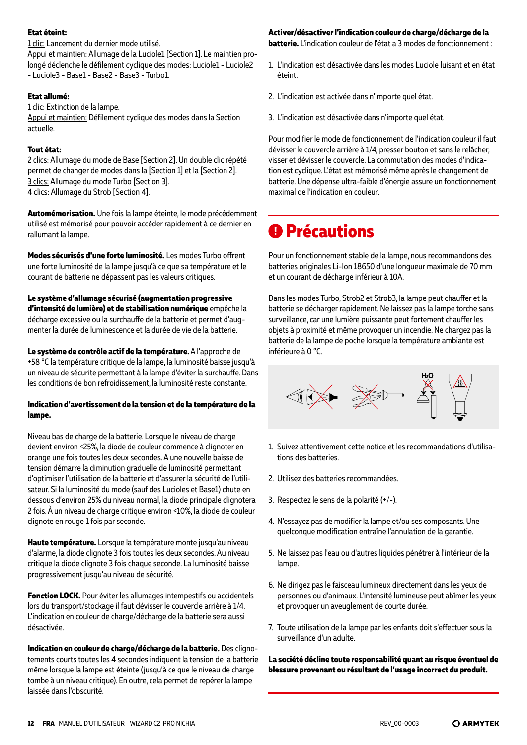**Etat éteint:**
1 clic: Lancement du dernier mode utilisé.
Appui et maintien: Allumage de la Luciole1 [Section 1]. Le maintien prolongé déclenche le défilement cyclique des modes: Luciole1 - Luciole2 - Luciole3 - Base1 - Base2 - Base3 - Turbo1.

**Etat allumé:**
1 clic: Extinction de la lampe.
Appui et maintien: Défilement cyclique des modes dans la Section actuelle.

**Tout état:**
2 clics: Allumage du mode de Base [Section 2]. Un double clic répété permet de changer de modes dans la [Section 1] et la [Section 2].
3 clics: Allumage du mode Turbo [Section 3].
4 clics: Allumage du Strob [Section 4].

**Automémorisation.** Une fois la lampe éteinte, le mode précédemment utilisé est mémorisé pour pouvoir accéder rapidement à ce dernier en rallumant la lampe.

**Modes sécurisés d'une forte luminosité.** Les modes Turbo offrent une forte luminosité de la lampe jusqu'à ce que sa température et le courant de batterie ne dépassent pas les valeurs critiques.

**Le système d'allumage sécurisé (augmentation progressive d'intensité de lumière) et de stabilisation numérique** empêche la décharge excessive ou la surchauffe de la batterie et permet d'augmenter la durée de luminescence et la durée de vie de la batterie.

**Le système de contrôle actif de la température.** A l'approche de +58 °C la température critique de la lampe, la luminosité baisse jusqu'à un niveau de sécurite permettant à la lampe d'éviter la surchauffe. Dans les conditions de bon refroidissement, la luminosité reste constante.

**Indication d'avertissement de la tension et de la température de la lampe.**

Niveau bas de charge de la batterie. Lorsque le niveau de charge devient environ <25%, la diode de couleur commence à clignoter en orange une fois toutes les deux secondes. A une nouvelle baisse de tension démarre la diminution graduelle de luminosité permettant d'optimiser l'utilisation de la batterie et d'assurer la sécurité de l'utilisateur. Si la luminosité du mode (sauf des Lucioles et Base1) chute en dessous d'environ 25% du niveau normal, la diode principale clignotera 2 fois. À un niveau de charge critique environ <10%, la diode de couleur clignote en rouge 1 fois par seconde.

**Haute température.** Lorsque la température monte jusqu'au niveau d'alarme, la diode clignote 3 fois toutes les deux secondes. Au niveau critique la diode clignote 3 fois chaque seconde. La luminosité baisse progressivement jusqu'au niveau de sécurité.

**Fonction LOCK.** Pour éviter les allumages intempestifs ou accidentels lors du transport/stockage il faut dévisser le couvercle arrière à 1/4. L'indication en couleur de charge/décharge de la batterie sera aussi désactivée.

**Indication en couleur de charge/décharge de la batterie.** Des clignotements courts toutes les 4 secondes indiquent la tension de la batterie même lorsque la lampe est éteinte (jusqu'à ce que le niveau de charge tombe à un niveau critique). En outre, cela permet de repérer la lampe laissée dans l'obscurité.

**Activer/désactiver l'indication couleur de charge/décharge de la batterie.** L'indication couleur de l'état a 3 modes de fonctionnement :

1. L'indication est désactivée dans les modes Luciole luisant et en état éteint.
2. L'indication est activée dans n'importe quel état.
3. L'indication est désactivée dans n'importe quel état.

Pour modifier le mode de fonctionnement de l'indication couleur il faut dévisser le couvercle arrière à 1/4, presser bouton et sans le relâcher, visser et dévisser le couvercle. La commutation des modes d'indication est cyclique. L'état est mémorisé même après le changement de batterie. Une dépense ultra-faible d'énergie assure un fonctionnement maximal de l'indication en couleur.

# Précautions

Pour un fonctionnement stable de la lampe, nous recommandons des batteries originales Li-Ion 18650 d'une longueur maximale de 70 mm et un courant de décharge inférieur à 10A.

Dans les modes Turbo, Strob2 et Strob3, la lampe peut chauffer et la batterie se décharger rapidement. Ne laissez pas la lampe torche sans surveillance, car une lumière puissante peut fortement chauffer les objets à proximité et même provoquer un incendie. Ne chargez pas la batterie de la lampe de poche lorsque la température ambiante est inférieure à 0 °C.

1. Suivez attentivement cette notice et les recommandations d'utilisations des batteries.
2. Utilisez des batteries recommandées.
3. Respectez le sens de la polarité (+/-).
4. N'essayez pas de modifier la lampe et/ou ses composants. Une quelconque modification entraîne l'annulation de la garantie.
5. Ne laissez pas l'eau ou d'autres liquides pénétrer à l'intérieur de la lampe.
6. Ne dirigez pas le faisceau lumineux directement dans les yeux de personnes ou d'animaux. L'intensité lumineuse peut abîmer les yeux et provoquer un aveuglement de courte durée.
7. Toute utilisation de la lampe par les enfants doit s'effectuer sous la surveillance d'un adulte.

**La société décline toute responsabilité quant au risque éventuel de blessure provenant ou résultant de l'usage incorrect du produit.**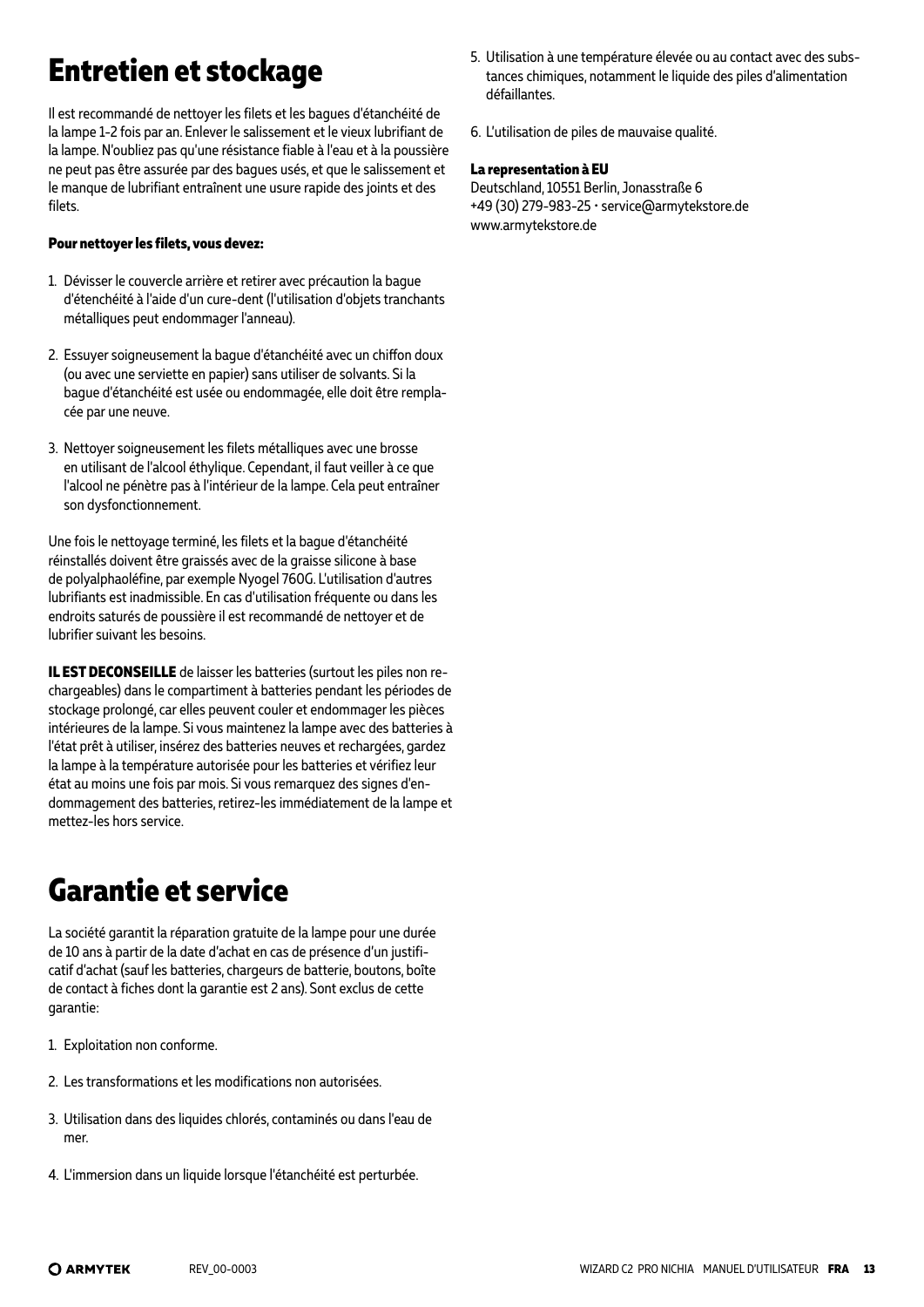# Entretien et stockage

Il est recommandé de nettoyer les filets et les bagues d'étanchéité de la lampe 1-2 fois par an. Enlever le salissement et le vieux lubrifiant de la lampe. N'oubliez pas qu'une résistance fiable à l'eau et à la poussière ne peut pas être assurée par des bagues usés, et que le salissement et le manque de lubrifiant entraînent une usure rapide des joints et des filets.

**Pour nettoyer les filets, vous devez:**

1. Dévisser le couvercle arrière et retirer avec précaution la bague d'étenchéité à l'aide d'un cure-dent (l'utilisation d'objets tranchants métalliques peut endommager l'anneau).

2. Essuyer soigneusement la bague d'étanchéité avec un chiffon doux (ou avec une serviette en papier) sans utiliser de solvants. Si la bague d'étanchéité est usée ou endommagée, elle doit être remplacée par une neuve.

3. Nettoyer soigneusement les filets métalliques avec une brosse en utilisant de l'alcool éthylique. Cependant, il faut veiller à ce que l'alcool ne pénètre pas à l'intérieur de la lampe. Cela peut entraîner son dysfonctionnement.

Une fois le nettoyage terminé, les filets et la bague d'étanchéité réinstallés doivent être graissés avec de la graisse silicone à base de polyalphaoléfine, par exemple Nyogel 760G. L'utilisation d'autres lubrifiants est inadmissible. En cas d'utilisation fréquente ou dans les endroits saturés de poussière il est recommandé de nettoyer et de lubrifier suivant les besoins.

**IL EST DECONSEILLE** de laisser les batteries (surtout les piles non rechargeables) dans le compartiment à batteries pendant les périodes de stockage prolongé, car elles peuvent couler et endommager les pièces intérieures de la lampe. Si vous maintenez la lampe avec des batteries à l'état prêt à utiliser, insérez des batteries neuves et rechargées, gardez la lampe à la température autorisée pour les batteries et vérifiez leur état au moins une fois par mois. Si vous remarquez des signes d'endommagement des batteries, retirez-les immédiatement de la lampe et mettez-les hors service.

# Garantie et service

La société garantit la réparation gratuite de la lampe pour une durée de 10 ans à partir de la date d'achat en cas de présence d'un justificatif d'achat (sauf les batteries, chargeurs de batterie, boutons, boîte de contact à fiches dont la garantie est 2 ans). Sont exclus de cette garantie:

1. Exploitation non conforme.

2. Les transformations et les modifications non autorisées.

3. Utilisation dans des liquides chlorés, contaminés ou dans l'eau de mer.

4. L'immersion dans un liquide lorsque l'étanchéité est perturbée.

5. Utilisation à une température élevée ou au contact avec des substances chimiques, notamment le liquide des piles d'alimentation défaillantes.

6. L'utilisation de piles de mauvaise qualité.

**La representation à EU**
Deutschland, 10551 Berlin, Jonasstraße 6
+49 (30) 279-983-25 • service@armytekstore.de
www.armytekstore.de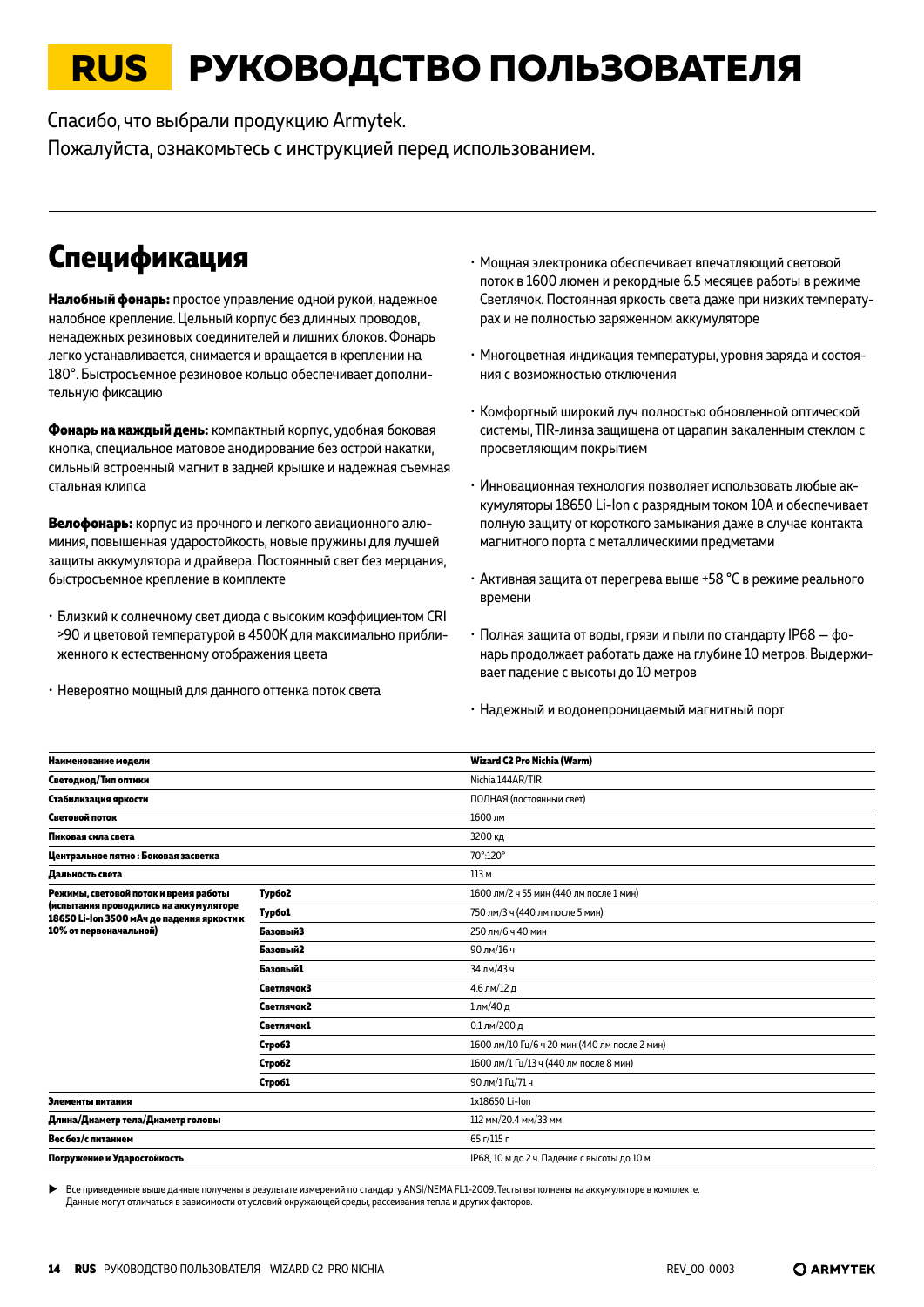# RUS РУКОВОДСТВО ПОЛЬЗОВАТЕЛЯ

Спасибо, что выбрали продукцию Armytek.
Пожалуйста, ознакомьтесь с инструкцией перед использованием.

## Спецификация

**Налобный фонарь:** простое управление одной рукой, надежное налобное крепление. Цельный корпус без длинных проводов, ненадежных резиновых соединителей и лишних блоков. Фонарь легко устанавливается, снимается и вращается в креплении на 180°. Быстросъемное резиновое кольцо обеспечивает дополнительную фиксацию

**Фонарь на каждый день:** компактный корпус, удобная боковая кнопка, специальное матовое анодирование без острой накатки, сильный встроенный магнит в задней крышке и надежная съемная стальная клипса

**Велофонарь:** корпус из прочного и легкого авиационного алюминия, повышенная ударостойкость, новые пружины для лучшей защиты аккумулятора и драйвера. Постоянный свет без мерцания, быстросъемное крепление в комплекте

- Близкий к солнечному свет диода с высоким коэффициентом CRI >90 и цветовой температурой в 4500K для максимально приближенного к естественному отображения цвета
- Невероятно мощный для данного оттенка поток света
- Мощная электроника обеспечивает впечатляющий световой поток в 1600 люмен и рекордные 6.5 месяцев работы в режиме Светлячок. Постоянная яркость света даже при низких температурах и не полностью заряженном аккумуляторе
- Многоцветная индикация температуры, уровня заряда и состояния с возможностью отключения
- Комфортный широкий луч полностью обновленной оптической системы, TIR-линза защищена от царапин закаленным стеклом с просветляющим покрытием
- Инновационная технология позволяет использовать любые аккумуляторы 18650 Li-Ion с разрядным током 10A и обеспечивает полную защиту от короткого замыкания даже в случае контакта магнитного порта с металлическими предметами
- Активная защита от перегрева выше +58 °C в режиме реального времени
- Полная защита от воды, грязи и пыли по стандарту IP68 — фонарь продолжает работать даже на глубине 10 метров. Выдерживает падение с высоты до 10 метров
- Надежный и водонепроницаемый магнитный порт

| **Наименование модели** | | **Wizard C2 Pro Nichia (Warm)** |
|---|---|---|
| **Светодиод/Тип оптики** | | Nichia 144AR/TIR |
| **Стабилизация яркости** | | ПОЛНАЯ (постоянный свет) |
| **Световой поток** | | 1600 лм |
| **Пиковая сила света** | | 3200 кд |
| **Центральное пятно : Боковая засветка** | | 70°:120° |
| **Дальность света** | | 113 м |
| **Режимы, световой поток и время работы (испытания проводились на аккумуляторе 18650 Li-Ion 3500 мАч до падения яркости к 10% от первоначальной)** | **Турбо2** | 1600 лм/2 ч 55 мин (440 лм после 1 мин) |
| | **Турбо1** | 750 лм/3 ч (440 лм после 5 мин) |
| | **Базовый3** | 250 лм/6 ч 40 мин |
| | **Базовый2** | 90 лм/16 ч |
| | **Базовый1** | 34 лм/43 ч |
| | **Светлячок3** | 4.6 лм/12 д |
| | **Светлячок2** | 1 лм/40 д |
| | **Светлячок1** | 0.1 лм/200 д |
| | **Строб3** | 1600 лм/10 Гц/6 ч 20 мин (440 лм после 2 мин) |
| | **Строб2** | 1600 лм/1 Гц/13 ч (440 лм после 8 мин) |
| | **Строб1** | 90 лм/1 Гц/71 ч |
| **Элементы питания** | | 1x18650 Li-Ion |
| **Длина/Диаметр тела/Диаметр головы** | | 112 мм/20.4 мм/33 мм |
| **Вес без/с питанием** | | 65 г/115 г |
| **Погружение и Ударостойкость** | | IP68, 10 м до 2 ч. Падение с высоты до 10 м |

▶ Все приведенные выше данные получены в результате измерений по стандарту ANSI/NEMA FL1-2009. Тесты выполнены на аккумуляторе в комплекте. Данные могут отличаться в зависимости от условий окружающей среды, рассеивания тепла и других факторов.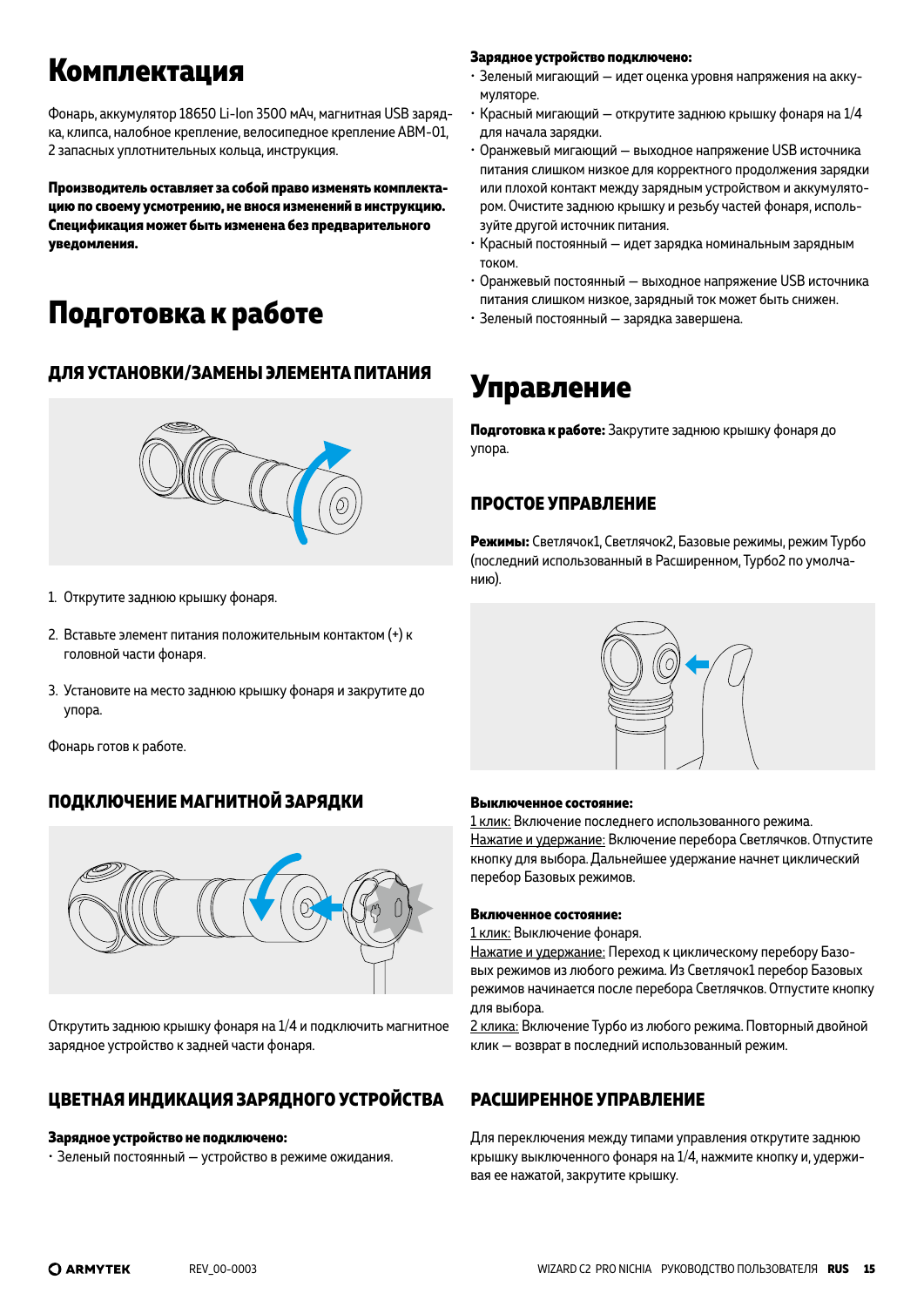# Комплектация

Фонарь, аккумулятор 18650 Li-Ion 3500 мАч, магнитная USB зарядка, клипса, налобное крепление, велосипедное крепление ABM-01, 2 запасных уплотнительных кольца, инструкция.

**Производитель оставляет за собой право изменять комплектацию по своему усмотрению, не внося изменений в инструкцию. Спецификация может быть изменена без предварительного уведомления.**

# Подготовка к работе

### ДЛЯ УСТАНОВКИ/ЗАМЕНЫ ЭЛЕМЕНТА ПИТАНИЯ

1. Открутите заднюю крышку фонаря.
2. Вставьте элемент питания положительным контактом (+) к головной части фонаря.
3. Установите на место заднюю крышку фонаря и закрутите до упора.

Фонарь готов к работе.

### ПОДКЛЮЧЕНИЕ МАГНИТНОЙ ЗАРЯДКИ

Открутить заднюю крышку фонаря на 1/4 и подключить магнитное зарядное устройство к задней части фонаря.

### ЦВЕТНАЯ ИНДИКАЦИЯ ЗАРЯДНОГО УСТРОЙСТВА

**Зарядное устройство не подключено:**

- Зеленый постоянный — устройство в режиме ожидания.

**Зарядное устройство подключено:**

- Зеленый мигающий — идет оценка уровня напряжения на аккумуляторе.
- Красный мигающий — открутите заднюю крышку фонаря на 1/4 для начала зарядки.
- Оранжевый мигающий — выходное напряжение USB источника питания слишком низкое для корректного продолжения зарядки или плохой контакт между зарядным устройством и аккумулятором. Очистите заднюю крышку и резьбу частей фонаря, используйте другой источник питания.
- Красный постоянный — идет зарядка номинальным зарядным током.
- Оранжевый постоянный — выходное напряжение USB источника питания слишком низкое, зарядный ток может быть снижен.
- Зеленый постоянный — зарядка завершена.

# Управление

**Подготовка к работе:** Закрутите заднюю крышку фонаря до упора.

### ПРОСТОЕ УПРАВЛЕНИЕ

**Режимы:** Светлячок1, Светлячок2, Базовые режимы, режим Турбо (последний использованный в Расширенном, Турбо2 по умолчанию).

**Выключенное состояние:**
<u>1 клик:</u> Включение последнего использованного режима.
<u>Нажатие и удержание:</u> Включение перебора Светлячков. Отпустите кнопку для выбора. Дальнейшее удержание начнет циклический перебор Базовых режимов.

**Включенное состояние:**
<u>1 клик:</u> Выключение фонаря.
<u>Нажатие и удержание:</u> Переход к циклическому перебору Базовых режимов из любого режима. Из Светлячок1 перебор Базовых режимов начинается после перебора Светлячков. Отпустите кнопку для выбора.
<u>2 клика:</u> Включение Турбо из любого режима. Повторный двойной клик — возврат в последний использованный режим.

### РАСШИРЕННОЕ УПРАВЛЕНИЕ

Для переключения между типами управления открутите заднюю крышку выключенного фонаря на 1/4, нажмите кнопку и, удерживая ее нажатой, закрутите крышку.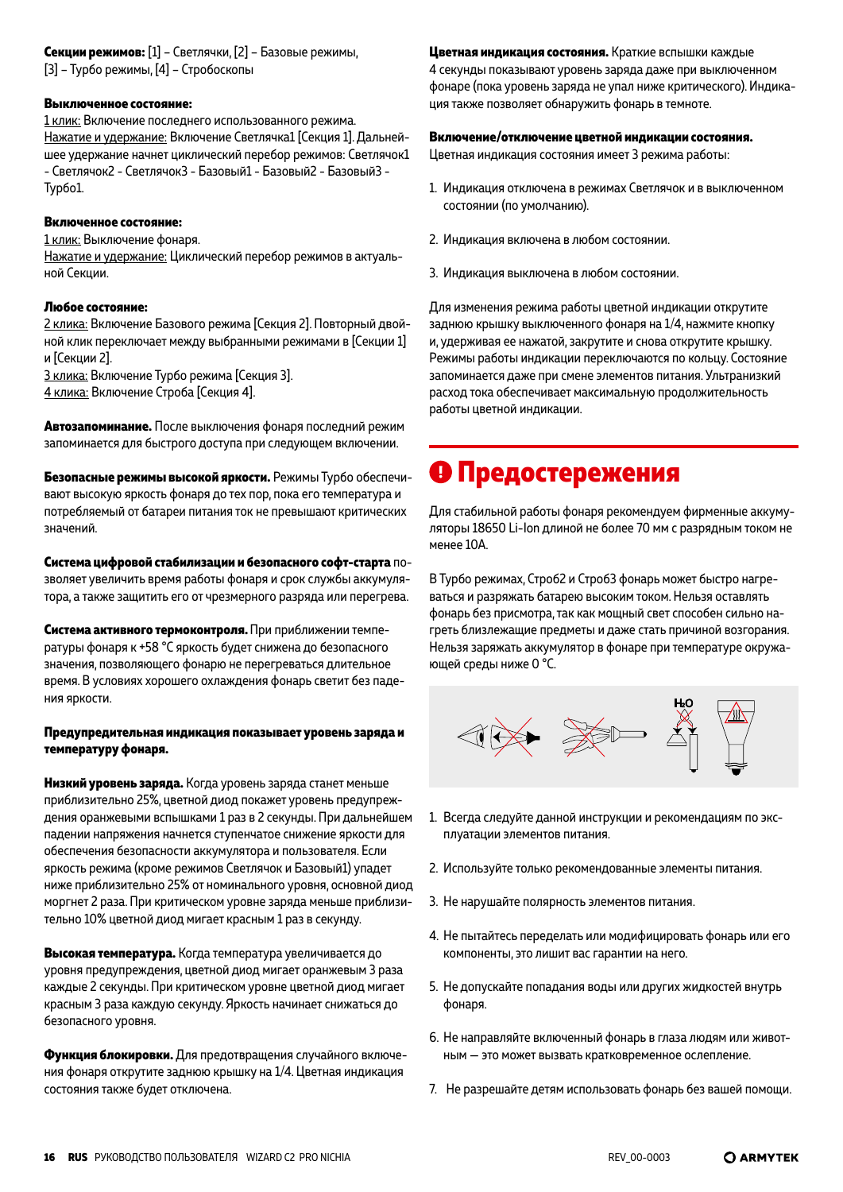**Секции режимов:** [1] – Светлячки, [2] – Базовые режимы, [3] – Турбо режимы, [4] – Стробоскопы

**Выключенное состояние:**
1 клик: Включение последнего использованного режима.
Нажатие и удержание: Включение Светлячка1 [Секция 1]. Дальнейшее удержание начнет циклический перебор режимов: Светлячок1 - Светлячок2 - Светлячок3 - Базовый1 - Базовый2 - Базовый3 - Турбо1.

**Включенное состояние:**
1 клик: Выключение фонаря.
Нажатие и удержание: Циклический перебор режимов в актуальной Секции.

**Любое состояние:**
2 клика: Включение Базового режима [Секция 2]. Повторный двойной клик переключает между выбранными режимами в [Секции 1] и [Секции 2].
3 клика: Включение Турбо режима [Секция 3].
4 клика: Включение Строба [Секция 4].

**Автозапоминание.** После выключения фонаря последний режим запоминается для быстрого доступа при следующем включении.

**Безопасные режимы высокой яркости.** Режимы Турбо обеспечивают высокую яркость фонаря до тех пор, пока его температура и потребляемый от батареи питания ток не превышают критических значений.

**Система цифровой стабилизации и безопасного софт-старта** позволяет увеличить время работы фонаря и срок службы аккумулятора, а также защитить его от чрезмерного разряда или перегрева.

**Система активного термоконтроля.** При приближении температуры фонаря к +58 °C яркость будет снижена до безопасного значения, позволяющего фонарю не перегреваться длительное время. В условиях хорошего охлаждения фонарь светит без падения яркости.

**Предупредительная индикация показывает уровень заряда и температуру фонаря.**

**Низкий уровень заряда.** Когда уровень заряда станет меньше приблизительно 25%, цветной диод покажет уровень предупреждения оранжевыми вспышками 1 раз в 2 секунды. При дальнейшем падении напряжения начнется ступенчатое снижение яркости для обеспечения безопасности аккумулятора и пользователя. Если яркость режима (кроме режимов Светлячок и Базовый1) упадет ниже приблизительно 25% от номинального уровня, основной диод моргнет 2 раза. При критическом уровне заряда меньше приблизительно 10% цветной диод мигает красным 1 раз в секунду.

**Высокая температура.** Когда температура увеличивается до уровня предупреждения, цветной диод мигает оранжевым 3 раза каждые 2 секунды. При критическом уровне цветной диод мигает красным 3 раза каждую секунду. Яркость начинает снижаться до безопасного уровня.

**Функция блокировки.** Для предотвращения случайного включения фонаря открутите заднюю крышку на 1/4. Цветная индикация состояния также будет отключена.

**Цветная индикация состояния.** Краткие вспышки каждые 4 секунды показывают уровень заряда даже при выключенном фонаре (пока уровень заряда не упал ниже критического). Индикация также позволяет обнаружить фонарь в темноте.

**Включение/отключение цветной индикации состояния.**
Цветная индикация состояния имеет 3 режима работы:

1. Индикация отключена в режимах Светлячок и в выключенном состоянии (по умолчанию).
2. Индикация включена в любом состоянии.
3. Индикация выключена в любом состоянии.

Для изменения режима работы цветной индикации открутите заднюю крышку выключенного фонаря на 1/4, нажмите кнопку и, удерживая ее нажатой, закрутите и снова открутите крышку. Режимы работы индикации переключаются по кольцу. Состояние запоминается даже при смене элементов питания. Ультранизкий расход тока обеспечивает максимальную продолжительность работы цветной индикации.

# ❗ Предостережения

Для стабильной работы фонаря рекомендуем фирменные аккумуляторы 18650 Li-Ion длиной не более 70 мм с разрядным током не менее 10A.

В Турбо режимах, Строб2 и Строб3 фонарь может быстро нагреваться и разряжать батарею высоким током. Нельзя оставлять фонарь без присмотра, так как мощный свет способен сильно нагреть близлежащие предметы и даже стать причиной возгорания. Нельзя заряжать аккумулятор в фонаре при температуре окружающей среды ниже 0 °C.

1. Всегда следуйте данной инструкции и рекомендациям по эксплуатации элементов питания.
2. Используйте только рекомендованные элементы питания.
3. Не нарушайте полярность элементов питания.
4. Не пытайтесь переделать или модифицировать фонарь или его компоненты, это лишит вас гарантии на него.
5. Не допускайте попадания воды или других жидкостей внутрь фонаря.
6. Не направляйте включенный фонарь в глаза людям или животным — это может вызвать кратковременное ослепление.
7. Не разрешайте детям использовать фонарь без вашей помощи.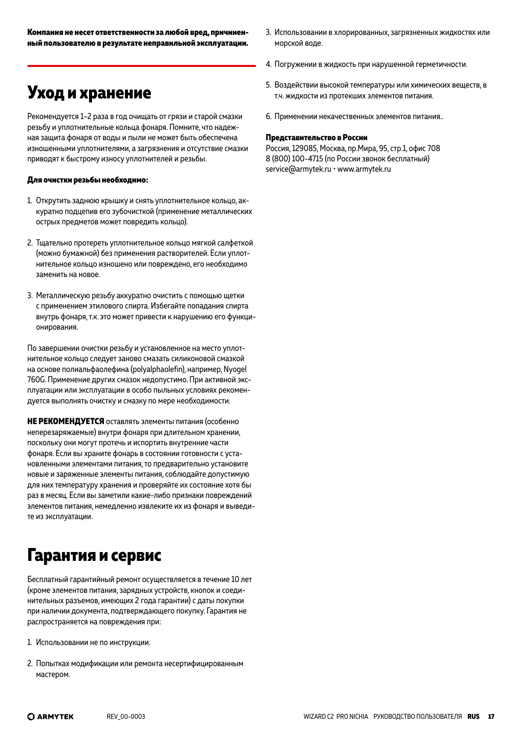**Компания не несет ответственности за любой вред, причиненный пользователю в результате неправильной эксплуатации.**

## Уход и хранение

Рекомендуется 1–2 раза в год очищать от грязи и старой смазки резьбу и уплотнительные кольца фонаря. Помните, что надежная защита фонаря от воды и пыли не может быть обеспечена изношенными уплотнителями, а загрязнения и отсутствие смазки приводят к быстрому износу уплотнителей и резьбы.

**Для очистки резьбы необходимо:**

1. Открутить заднюю крышку и снять уплотнительное кольцо, аккуратно подцепив его зубочисткой (применение металлических острых предметов может повредить кольцо).

2. Тщательно протереть уплотнительное кольцо мягкой салфеткой (можно бумажной) без применения растворителей. Если уплотнительное кольцо изношено или повреждено, его необходимо заменить на новое.

3. Металлическую резьбу аккуратно очистить с помощью щетки с применением этилового спирта. Избегайте попадания спирта внутрь фонаря, т.к. это может привести к нарушению его функционирования.

По завершении очистки резьбу и установленное на место уплотнительное кольцо следует заново смазать силиконовой смазкой на основе полиальфаолефина (polyalphaolefin), например, Nyogel 760G. Применение других смазок недопустимо. При активной эксплуатации или эксплуатации в особо пыльных условиях рекомендуется выполнять очистку и смазку по мере необходимости.

**НЕ РЕКОМЕНДУЕТСЯ** оставлять элементы питания (особенно неперезаряжаемые) внутри фонаря при длительном хранении, поскольку они могут протечь и испортить внутренние части фонаря. Если вы храните фонарь в состоянии готовности с установленными элементами питания, то предварительно установите новые и заряженные элементы питания, соблюдайте допустимую для них температуру хранения и проверяйте их состояние хотя бы раз в месяц. Если вы заметили какие-либо признаки повреждений элементов питания, немедленно извлеките их из фонаря и выведите из эксплуатации.

## Гарантия и сервис

Бесплатный гарантийный ремонт осуществляется в течение 10 лет (кроме элементов питания, зарядных устройств, кнопок и соединительных разъемов, имеющих 2 года гарантии) с даты покупки при наличии документа, подтверждающего покупку. Гарантия не распространяется на повреждения при:

1. Использовании не по инструкции.

2. Попытках модификации или ремонта несертифицированным мастером.

3. Использовании в хлорированных, загрязненных жидкостях или морской воде.

4. Погружении в жидкость при нарушенной герметичности.

5. Воздействии высокой температуры или химических веществ, в т.ч. жидкости из протекших элементов питания.

6. Применении некачественных элементов питания..

**Представительство в России**
Россия, 129085, Москва, пр.Мира, 95, стр.1, офис 708
8 (800) 100-4715 (по России звонок бесплатный)
service@armytek.ru • www.armytek.ru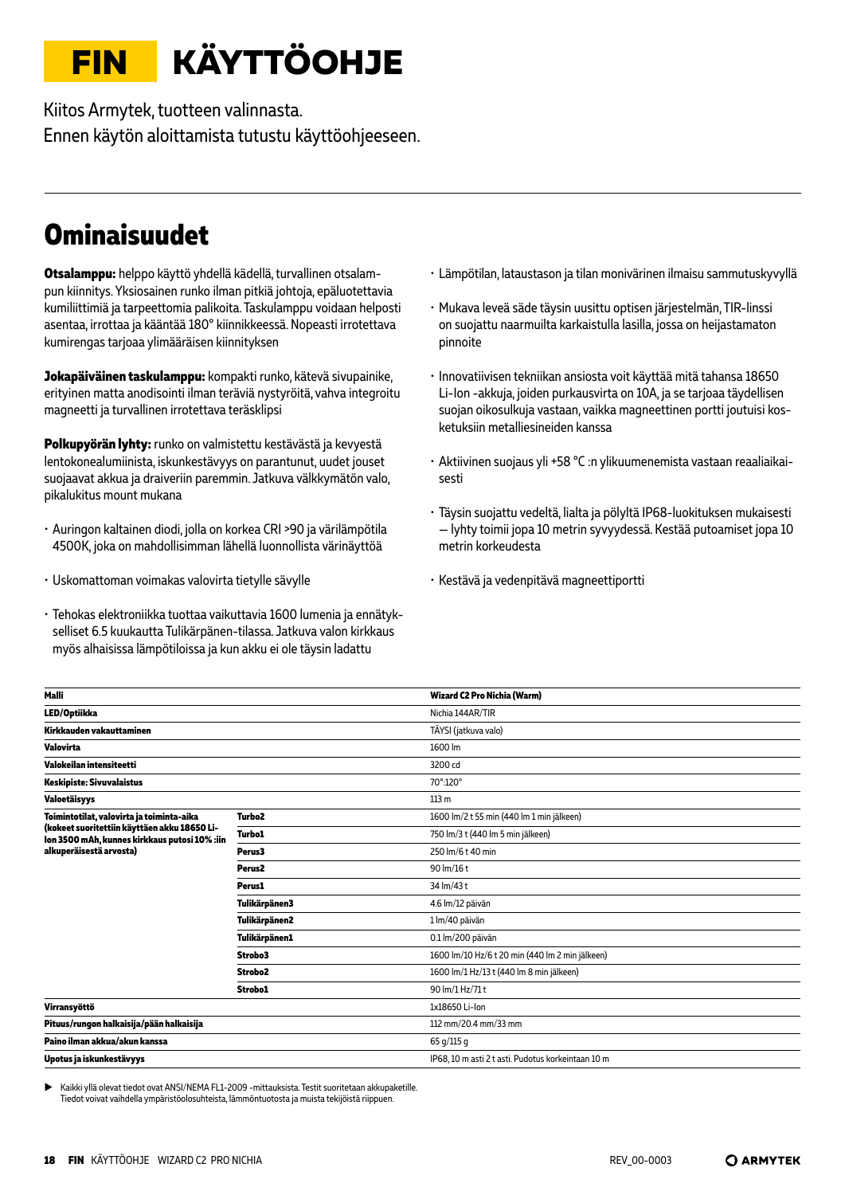# FIN KÄYTTÖOHJE

Kiitos Armytek, tuotteen valinnasta.
Ennen käytön aloittamista tutustu käyttöohjeeseen.

## Ominaisuudet

**Otsalamppu:** helppo käyttö yhdellä kädellä, turvallinen otsalampun kiinnitys. Yksiosainen runko ilman pitkiä johtoja, epäluotettavia kumiliittimiä ja tarpeettomia palikoita. Taskulamppu voidaan helposti asentaa, irrottaa ja kääntää 180° kiinnikkeessä. Nopeasti irrotettava kumirengas tarjoaa ylimääräisen kiinnityksen

**Jokapäiväinen taskulamppu:** kompakti runko, kätevä sivupainike, erityinen matta anodisointi ilman teräviä nystyröitä, vahva integroitu magneetti ja turvallinen irrotettava teräsklipsi

**Polkupyörän lyhty:** runko on valmistettu kestävästä ja kevyestä lentokonealumiinista, iskunkestävyys on parantunut, uudet jouset suojaavat akkua ja draiveriin paremmin. Jatkuva välkkymätön valo, pikalukitus mount mukana

- Auringon kaltainen diodi, jolla on korkea CRI >90 ja värilämpötila 4500K, joka on mahdollisimman lähellä luonnollista värinäyttöä
- Uskomattoman voimakas valovirta tietylle sävylle
- Tehokas elektroniikka tuottaa vaikuttavia 1600 lumenia ja ennätykselliset 6.5 kuukautta Tulikärpänen-tilassa. Jatkuva valon kirkkaus myös alhaisissa lämpötiloissa ja kun akku ei ole täysin ladattu
- Lämpötilan, lataustason ja tilan monivärinen ilmaisu sammutuskyvyllä
- Mukava leveä säde täysin uusittu optisen järjestelmän, TIR-linssi on suojattu naarmuilta karkaistulla lasilla, jossa on heijastamaton pinnoite
- Innovatiivisen tekniikan ansiosta voit käyttää mitä tahansa 18650 Li-Ion -akkuja, joiden purkausvirta on 10A, ja se tarjoaa täydellisen suojan oikosulkuja vastaan, vaikka magneettinen portti joutuisi kosketuksiin metalliesineiden kanssa
- Aktiivinen suojaus yli +58 °C :n ylikuumenemista vastaan reaaliaikaisesti
- Täysin suojattu vedeltä, lialta ja pölyltä IP68-luokituksen mukaisesti — lyhty toimii jopa 10 metrin syvyydessä. Kestää putoamiset jopa 10 metrin korkeudesta
- Kestävä ja vedenpitävä magneettiportti

| Malli | | Wizard C2 Pro Nichia (Warm) |
|---|---|---|
| LED/Optiikka | | Nichia 144AR/TIR |
| Kirkkauden vakauttaminen | | TÄYSI (jatkuva valo) |
| Valovirta | | 1600 lm |
| Valokeilan intensiteetti | | 3200 cd |
| Keskipiste: Sivuvalaistus | | 70°:120° |
| Valoetäisyys | | 113 m |
| Toimintotilat, valovirta ja toiminta-aika (kokeet suoritettiin käyttäen akku 18650 Li-Ion 3500 mAh, kunnes kirkkaus putosi 10% :iin alkuperäisestä arvosta) | Turbo2 | 1600 lm/2 t 55 min (440 lm 1 min jälkeen) |
| | Turbo1 | 750 lm/3 t (440 lm 5 min jälkeen) |
| | Perus3 | 250 lm/6 t 40 min |
| | Perus2 | 90 lm/16 t |
| | Perus1 | 34 lm/43 t |
| | Tulikärpänen3 | 4.6 lm/12 päivän |
| | Tulikärpänen2 | 1 lm/40 päivän |
| | Tulikärpänen1 | 0.1 lm/200 päivän |
| | Strobo3 | 1600 lm/10 Hz/6 t 20 min (440 lm 2 min jälkeen) |
| | Strobo2 | 1600 lm/1 Hz/13 t (440 lm 8 min jälkeen) |
| | Strobo1 | 90 lm/1 Hz/71 t |
| Virransyöttö | | 1x18650 Li-Ion |
| Pituus/rungon halkaisija/pään halkaisija | | 112 mm/20.4 mm/33 mm |
| Paino ilman akkua/akun kanssa | | 65 g/115 g |
| Upotus ja iskunkestävyys | | IP68, 10 m asti 2 t asti. Pudotus korkeintaan 10 m |

► Kaikki yllä olevat tiedot ovat ANSI/NEMA FL1-2009 -mittauksista. Testit suoritetaan akkupaketille. Tiedot voivat vaihdella ympäristöolosuhteista, lämmöntuotosta ja muista tekijöistä riippuen.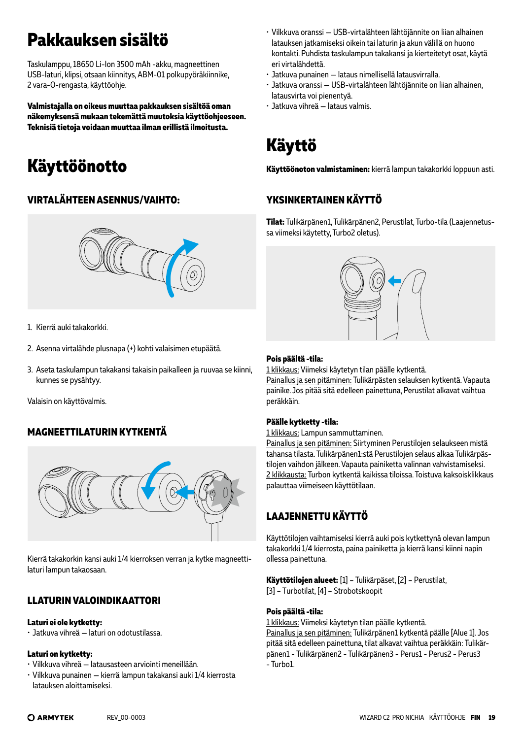# Pakkauksen sisältö

Taskulamppu, 18650 Li-Ion 3500 mAh -akku, magneettinen USB-laturi, klipsi, otsaan kiinnitys, ABM-01 polkupyöräkiinnike, 2 vara-O-rengasta, käyttöohje.

**Valmistajalla on oikeus muuttaa pakkauksen sisältöä oman näkemyksensä mukaan tekemättä muutoksia käyttöohjeeseen. Teknisiä tietoja voidaan muuttaa ilman erillistä ilmoitusta.**

# Käyttöönotto

## VIRTALÄHTEEN ASENNUS/VAIHTO:

1. Kierrä auki takakorkki.
2. Asenna virtalähde plusnapa (+) kohti valaisimen etupäätä.
3. Aseta taskulampun takakansi takaisin paikalleen ja ruuvaa se kiinni, kunnes se pysähtyy.

Valaisin on käyttövalmis.

## MAGNEETTILATURIN KYTKENTÄ

Kierrä takakorkin kansi auki 1/4 kierroksen verran ja kytke magneettilaturi lampun takaosaan.

## LLATURIN VALOINDIKAATTORI

**Laturi ei ole kytketty:**
- Jatkuva vihreä — laturi on odotustilassa.

**Laturi on kytketty:**
- Vilkkuva vihreä — latausasteen arviointi meneillään.
- Vilkkuva punainen — kierrä lampun takakansi auki 1/4 kierrosta latauksen aloittamiseksi.
- Vilkkuva oranssi — USB-virtalähteen lähtöjännite on liian alhainen latauksen jatkamiseksi oikein tai laturin ja akun välillä on huono kontakti. Puhdista taskulampun takakansi ja kierteitetyt osat, käytä eri virtalähdettä.
- Jatkuva punainen — lataus nimellisellä latausvirralla.
- Jatkuva oranssi — USB-virtalähteen lähtöjännite on liian alhainen, latausvirta voi pienentyä.
- Jatkuva vihreä — lataus valmis.

# Käyttö

**Käyttöönoton valmistaminen:** kierrä lampun takakorkki loppuun asti.

## YKSINKERTAINEN KÄYTTÖ

**Tilat:** Tulikärpänen1, Tulikärpänen2, Perustilat, Turbo-tila (Laajennetussa viimeksi käytetty, Turbo2 oletus).

**Pois päältä -tila:**
1 klikkaus: Viimeksi käytetyn tilan päälle kytkentä.
Painallus ja sen pitäminen: Tulikärpästen selauksen kytkentä. Vapauta painike. Jos pitää sitä edelleen painettuna, Perustilat alkavat vaihtua peräkkäin.

**Päälle kytketty -tila:**
1 klikkaus: Lampun sammuttaminen.
Painallus ja sen pitäminen: Siirtyminen Perustilojen selaukseen mistä tahansa tilasta. Tulikärpänen1:stä Perustilojen selaus alkaa Tulikärpästilojen vaihdon jälkeen. Vapauta painiketta valinnan vahvistamiseksi.
2 klikkausta: Turbon kytkentä kaikissa tiloissa. Toistuva kaksoisklikkaus palauttaa viimeiseen käyttötilaan.

## LAAJENNETTU KÄYTTÖ

Käyttötilojen vaihtamiseksi kierrä auki pois kytkettynä olevan lampun takakorkki 1/4 kierrosta, paina painiketta ja kierrä kansi kiinni napin ollessa painettuna.

**Käyttötilojen alueet:** [1] – Tulikärpäset, [2] – Perustilat, [3] – Turbotilat, [4] – Strobotskoopit

**Pois päältä -tila:**
1 klikkaus: Viimeksi käytetyn tilan päälle kytkentä.
Painallus ja sen pitäminen: Tulikärpänen1 kytkentä päälle [Alue 1]. Jos pitää sitä edelleen painettuna, tilat alkavat vaihtua peräkkäin: Tulikärpänen1 - Tulikärpänen2 - Tulikärpänen3 - Perus1 - Perus2 - Perus3 - Turbo1.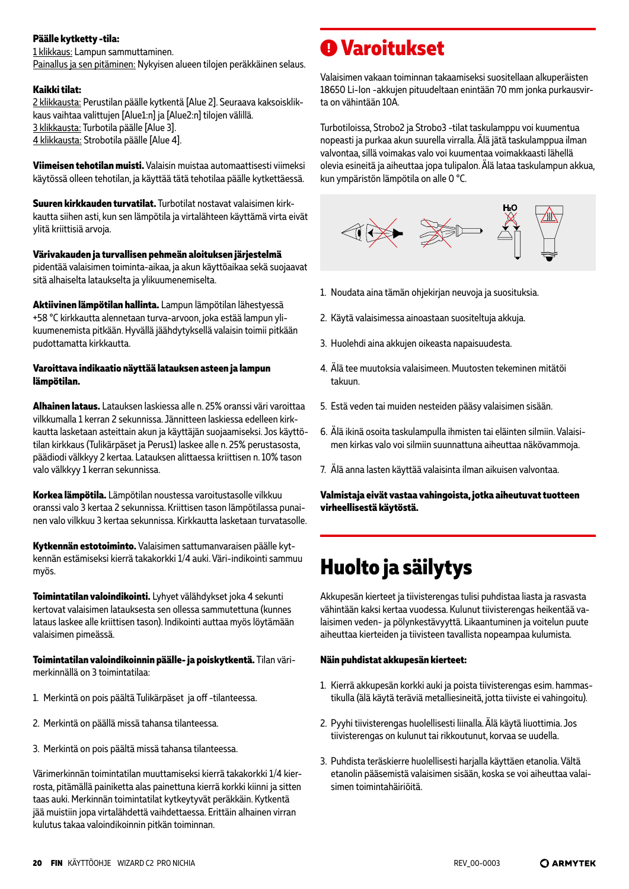**Päälle kytketty -tila:**
1 klikkaus: Lampun sammuttaminen.
Painallus ja sen pitäminen: Nykyisen alueen tilojen peräkkäinen selaus.

**Kaikki tilat:**
2 klikkausta: Perustilan päälle kytkentä [Alue 2]. Seuraava kaksoisklikkaus vaihtaa valittujen [Alue1:n] ja [Alue2:n] tilojen välillä.
3 klikkausta: Turbotila päälle [Alue 3].
4 klikkausta: Strobotila päälle [Alue 4].

**Viimeisen tehotilan muisti.** Valaisin muistaa automaattisesti viimeksi käytössä olleen tehotilan, ja käyttää tätä tehotilaa päälle kytkettäessä.

**Suuren kirkkauden turvatilat.** Turbotilat nostavat valaisimen kirkkautta siihen asti, kun sen lämpötila ja virtalähteen käyttämä virta eivät ylitä kriittisiä arvoja.

**Värivakauden ja turvallisen pehmeän aloituksen järjestelmä** pidentää valaisimen toiminta-aikaa, ja akun käyttöaikaa sekä suojaavat sitä alhaiselta lataukselta ja ylikuumenemiselta.

**Aktiivinen lämpötilan hallinta.** Lampun lämpötilan lähestyessä +58 °C kirkkautta alennetaan turva-arvoon, joka estää lampun ylikuumenemista pitkään. Hyvällä jäähdytyksellä valaisin toimii pitkään pudottamatta kirkkautta.

**Varoittava indikaatio näyttää latauksen asteen ja lampun lämpötilan.**

**Alhainen lataus.** Latauksen laskiessa alle n. 25% oranssi väri varoittaa vilkkumalla 1 kerran 2 sekunnissa. Jännitteen laskiessa edelleen kirkkautta lasketaan asteittain akun ja käyttäjän suojaamiseksi. Jos käyttötilan kirkkaus (Tulikärpäset ja Perus1) laskee alle n. 25% perustasosta, päädiodi välkkyy 2 kertaa. Latauksen alittaessa kriittisen n. 10% tason valo välkkyy 1 kerran sekunnissa.

**Korkea lämpötila.** Lämpötilan noustessa varoitustasolle vilkkuu oranssi valo 3 kertaa 2 sekunnissa. Kriittisen tason lämpötilassa punainen valo vilkkuu 3 kertaa sekunnissa. Kirkkautta lasketaan turvatasolle.

**Kytkennän estotoiminto.** Valaisimen sattumanvaraisen päälle kytkennän estämiseksi kierrä takakorkki 1/4 auki. Väri-indikointi sammuu myös.

**Toimintatilan valoindikointi.** Lyhyet välähdykset joka 4 sekunti kertovat valaisimen latauksesta sen ollessa sammutettuna (kunnes lataus laskee alle kriittisen tason). Indikointi auttaa myös löytämään valaisimen pimeässä.

**Toimintatilan valoindikoinnin päälle- ja poiskytkentä.** Tilan värimerkinnällä on 3 toimintatilaa:

1. Merkintä on pois päältä Tulikärpäset ja off -tilanteessa.
2. Merkintä on päällä missä tahansa tilanteessa.
3. Merkintä on pois päältä missä tahansa tilanteessa.

Värimerkinnän toimintatilan muuttamiseksi kierrä takakorkki 1/4 kierrosta, pitämällä painiketta alas painettuna kierrä korkki kiinni ja sitten taas auki. Merkinnän toimintatilat kytkeytyvät peräkkäin. Kytkentä jää muistiin jopa virtalähdettä vaihdettaessa. Erittäin alhainen virran kulutus takaa valoindikoinnin pitkän toiminnan.

# Varoitukset

Valaisimen vakaan toiminnan takaamiseksi suositellaan alkuperäisten 18650 Li-Ion -akkujen pituudeltaan enintään 70 mm jonka purkausvirta on vähintään 10A.

Turbotiloissa, Strobo2 ja Strobo3 -tilat taskulamppu voi kuumentua nopeasti ja purkaa akun suurella virralla. Älä jätä taskulamppua ilman valvontaa, sillä voimakas valo voi kuumentaa voimakkaasti lähellä olevia esineitä ja aiheuttaa jopa tulipalon. Älä lataa taskulampun akkua, kun ympäristön lämpötila on alle 0 °C.

1. Noudata aina tämän ohjekirjan neuvoja ja suosituksia.
2. Käytä valaisimessa ainoastaan suositeltuja akkuja.
3. Huolehdi aina akkujen oikeasta napaisuudesta.
4. Älä tee muutoksia valaisimeen. Muutosten tekeminen mitätöi takuun.
5. Estä veden tai muiden nesteiden pääsy valaisimen sisään.
6. Älä ikinä osoita taskulampulla ihmisten tai eläinten silmiin. Valaisimen kirkas valo voi silmiin suunnattuna aiheuttaa näkövammoja.
7. Älä anna lasten käyttää valaisinta ilman aikuisen valvontaa.

**Valmistaja eivät vastaa vahingoista, jotka aiheutuvat tuotteen virheellisestä käytöstä.**

# Huolto ja säilytys

Akkupesän kierteet ja tiivisterengas tulisi puhdistaa liasta ja rasvasta vähintään kaksi kertaa vuodessa. Kulunut tiivisterengas heikentää valaisimen veden- ja pölynkestävyyttä. Likaantuminen ja voitelun puute aiheuttaa kierteiden ja tiivisteen tavallista nopeampaa kulumista.

**Näin puhdistat akkupesän kierteet:**

1. Kierrä akkupesän korkki auki ja poista tiivisterengas esim. hammastikulla (älä käytä teräviä metalliesineitä, jotta tiiviste ei vahingoitu).
2. Pyyhi tiivisterengas huolellisesti liinalla. Älä käytä liuottimia. Jos tiivisterengas on kulunut tai rikkoutunut, korvaa se uudella.
3. Puhdista teräskierre huolellisesti harjalla käyttäen etanolia. Vältä etanolin pääsemistä valaisimen sisään, koska se voi aiheuttaa valaisimen toimintahäiriöitä.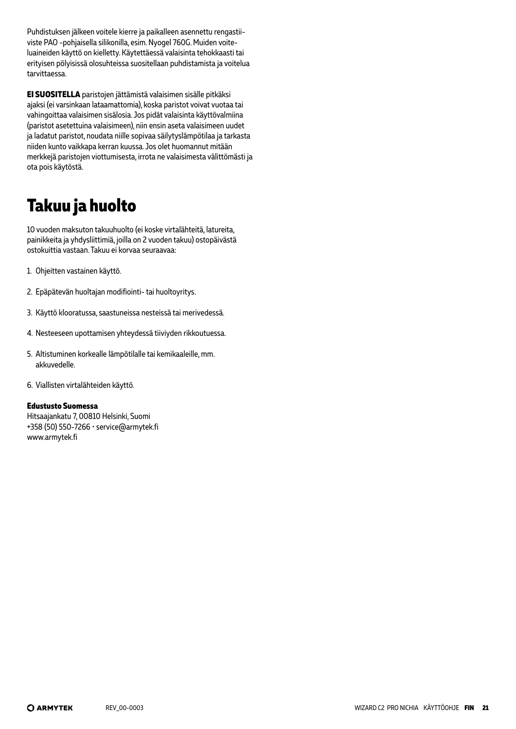Puhdistuksen jälkeen voitele kierre ja paikalleen asennettu rengastiiviste PAO -pohjaisella silikonilla, esim. Nyogel 760G. Muiden voiteluaineiden käyttö on kielletty. Käytettäessä valaisinta tehokkaasti tai erityisen pölyisissä olosuhteissa suositellaan puhdistamista ja voitelua tarvittaessa.

**EI SUOSITELLA** paristojen jättämistä valaisimen sisälle pitkäksi ajaksi (ei varsinkaan lataamattomia), koska paristot voivat vuotaa tai vahingoittaa valaisimen sisälosia. Jos pidät valaisinta käyttövalmiina (paristot asetettuina valaisimeen), niin ensin aseta valaisimeen uudet ja ladatut paristot, noudata niille sopivaa säilytyslämpötilaa ja tarkasta niiden kunto vaikkapa kerran kuussa. Jos olet huomannut mitään merkkejä paristojen viottumisesta, irrota ne valaisimesta välittömästi ja ota pois käytöstä.

# Takuu ja huolto

10 vuoden maksuton takuuhuolto (ei koske virtalähteitä, latureita, painikkeita ja yhdysliittimiä, joilla on 2 vuoden takuu) ostopäivästä ostokuittia vastaan. Takuu ei korvaa seuraavaa:

1. Ohjeitten vastainen käyttö.
2. Epäpätevän huoltajan modifiointi- tai huoltoyritys.
3. Käyttö klooratussa, saastuneissa nesteissä tai merivedessä.
4. Nesteeseen upottamisen yhteydessä tiiviyden rikkoutuessa.
5. Altistuminen korkealle lämpötilalle tai kemikaaleille, mm. akkuvedelle.
6. Viallisten virtalähteiden käyttö.

**Edustusto Suomessa**
Hitsaajankatu 7, 00810 Helsinki, Suomi
+358 (50) 550-7266 · service@armytek.fi
www.armytek.fi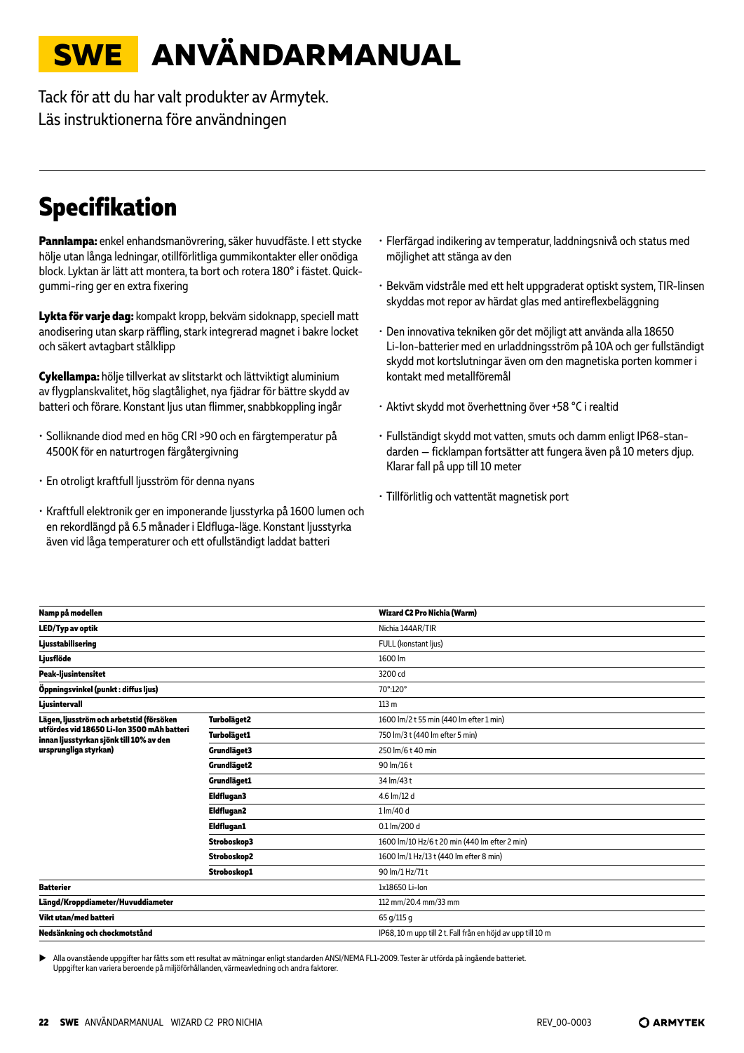# SWE ANVÄNDARMANUAL

Tack för att du har valt produkter av Armytek.
Läs instruktionerna före användningen

## Specifikation

**Pannlampa:** enkel enhandsmanövrering, säker huvudfäste. I ett stycke hölje utan långa ledningar, otillförlitliga gummikontakter eller onödiga block. Lyktan är lätt att montera, ta bort och rotera 180° i fästet. Quick-gummi-ring ger en extra fixering

**Lykta för varje dag:** kompakt kropp, bekväm sidoknapp, speciell matt anodisering utan skarp räffling, stark integrerad magnet i bakre locket och säkert avtagbart stålklipp

**Cykellampa:** hölje tillverkat av slitstarkt och lättviktigt aluminium av flygplanskvalitet, hög slagtålighet, nya fjädrar för bättre skydd av batteri och förare. Konstant ljus utan flimmer, snabbkoppling ingår

- Solliknande diod med en hög CRI >90 och en färgtemperatur på 4500K för en naturtrogen färgåtergivning
- En otroligt kraftfull ljusström för denna nyans
- Kraftfull elektronik ger en imponerande ljusstyrka på 1600 lumen och en rekordlängd på 6.5 månader i Eldfluga-läge. Konstant ljusstyrka även vid låga temperaturer och ett ofullständigt laddat batteri
- Flerfärgad indikering av temperatur, laddningsnivå och status med möjlighet att stänga av den
- Bekväm vidstråle med ett helt uppgraderat optiskt system, TIR-linsen skyddas mot repor av härdat glas med antireflexbeläggning
- Den innovativa tekniken gör det möjligt att använda alla 18650 Li-Ion-batterier med en urladdningsström på 10A och ger fullständigt skydd mot kortslutningar även om den magnetiska porten kommer i kontakt med metallföremål
- Aktivt skydd mot överhettning över +58 °C i realtid
- Fullständigt skydd mot vatten, smuts och damm enligt IP68-standarden — ficklampan fortsätter att fungera även på 10 meters djup. Klarar fall på upp till 10 meter
- Tillförlitlig och vattentät magnetisk port

| Namp på modellen | | Wizard C2 Pro Nichia (Warm) |
|---|---|---|
| LED/Typ av optik | | Nichia 144AR/TIR |
| Ljusstabilisering | | FULL (konstant ljus) |
| Ljusflöde | | 1600 lm |
| Peak-ljusintensitet | | 3200 cd |
| Öppningsvinkel (punkt : diffus ljus) | | 70°:120° |
| Ljusintervall | | 113 m |
| Lägen, ljusström och arbetstid (försöken utfördes vid 18650 Li-Ion 3500 mAh batteri innan ljusstyrkan sjönk till 10% av den ursprungliga styrkan) | Turboläget2 | 1600 lm/2 t 55 min (440 lm efter 1 min) |
| | Turboläget1 | 750 lm/3 t (440 lm efter 5 min) |
| | Grundläget3 | 250 lm/6 t 40 min |
| | Grundläget2 | 90 lm/16 t |
| | Grundläget1 | 34 lm/43 t |
| | Eldflugan3 | 4.6 lm/12 d |
| | Eldflugan2 | 1 lm/40 d |
| | Eldflugan1 | 0.1 lm/200 d |
| | Stroboskop3 | 1600 lm/10 Hz/6 t 20 min (440 lm efter 2 min) |
| | Stroboskop2 | 1600 lm/1 Hz/13 t (440 lm efter 8 min) |
| | Stroboskop1 | 90 lm/1 Hz/71 t |
| Batterier | | 1x18650 Li-Ion |
| Längd/Kroppdiameter/Huvuddiameter | | 112 mm/20.4 mm/33 mm |
| Vikt utan/med batteri | | 65 g/115 g |
| Nedsänkning och chockmotstånd | | IP68, 10 m upp till 2 t. Fall från en höjd av upp till 10 m |

▶ Alla ovanstående uppgifter har fåtts som ett resultat av mätningar enligt standarden ANSI/NEMA FL1-2009. Tester är utförda på ingående batteriet.
Uppgifter kan variera beroende på miljöförhållanden, värmeavledning och andra faktorer.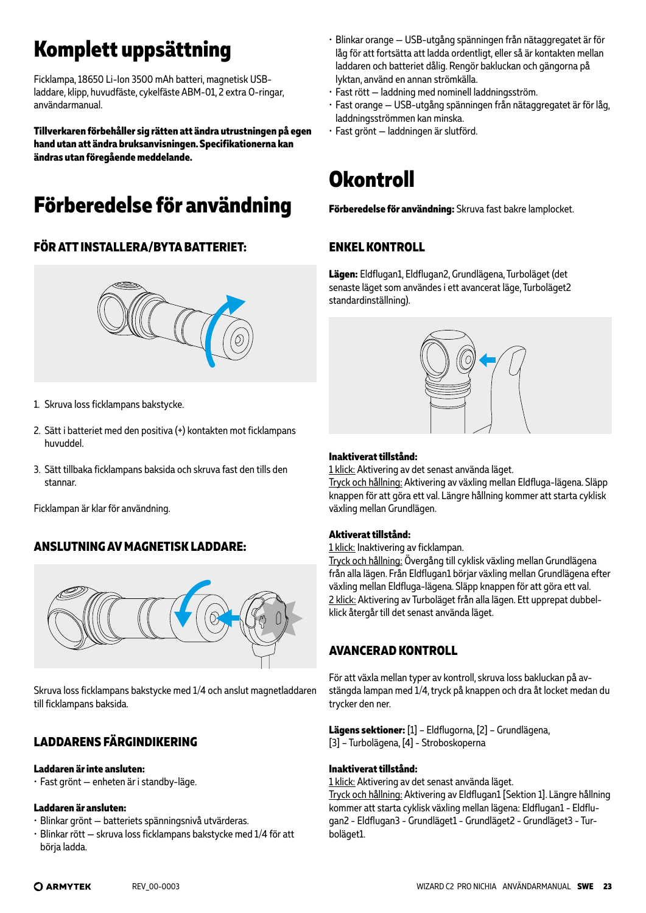# Komplett uppsättning

Ficklampa, 18650 Li-Ion 3500 mAh batteri, magnetisk USB-laddare, klipp, huvudfäste, cykelfäste ABM-01, 2 extra O-ringar, användarmanual.

**Tillverkaren förbehåller sig rätten att ändra utrustningen på egen hand utan att ändra bruksanvisningen. Specifikationerna kan ändras utan föregående meddelande.**

# Förberedelse för användning

## FÖR ATT INSTALLERA/BYTA BATTERIET:

1. Skruva loss ficklampans bakstycke.
2. Sätt i batteriet med den positiva (+) kontakten mot ficklampans huvuddel.
3. Sätt tillbaka ficklampans baksida och skruva fast den tills den stannar.

Ficklampan är klar för användning.

## ANSLUTNING AV MAGNETISK LADDARE:

Skruva loss ficklampans bakstycke med 1/4 och anslut magnetladdaren till ficklampans baksida.

## LADDARENS FÄRGINDIKERING

**Laddaren är inte ansluten:**

- Fast grönt – enheten är i standby-läge.

**Laddaren är ansluten:**

- Blinkar grönt – batteriets spänningsnivå utvärderas.
- Blinkar rött – skruva loss ficklampans bakstycke med 1/4 för att börja ladda.
- Blinkar orange – USB-utgång spänningen från nätaggregatet är för låg för att fortsätta att ladda ordentligt, eller så är kontakten mellan laddaren och batteriet dålig. Rengör bakluckan och gängorna på lyktan, använd en annan strömkälla.
- Fast rött – laddning med nominell laddningsström.
- Fast orange – USB-utgång spänningen från nätaggregatet är för låg, laddningsströmmen kan minska.
- Fast grönt – laddningen är slutförd.

# Okontroll

**Förberedelse för användning:** Skruva fast bakre lamplocket.

## ENKEL KONTROLL

**Lägen:** Eldflugan1, Eldflugan2, Grundlägena, Turboläget (det senaste läget som användes i ett avancerat läge, Turboläget2 standardinställning).

**Inaktiverat tillstånd:**
1 klick: Aktivering av det senast använda läget.
Tryck och hållning: Aktivering av växling mellan Eldfluga-lägena. Släpp knappen för att göra ett val. Längre hållning kommer att starta cyklisk växling mellan Grundlägen.

**Aktiverat tillstånd:**
1 klick: Inaktivering av ficklampan.
Tryck och hållning: Övergång till cyklisk växling mellan Grundlägena från alla lägen. Från Eldflugan1 börjar växling mellan Grundlägena efter växling mellan Eldfluga-lägena. Släpp knappen för att göra ett val.
2 klick: Aktivering av Turboläget från alla lägen. Ett upprepat dubbelklick återgår till det senast använda läget.

## AVANCERAD KONTROLL

För att växla mellan typer av kontroll, skruva loss bakluckan på avstängda lampan med 1/4, tryck på knappen och dra åt locket medan du trycker den ner.

**Lägens sektioner:** [1] – Eldflugorna, [2] – Grundlägena, [3] – Turbolägena, [4] - Stroboskoperna

**Inaktiverat tillstånd:**
1 klick: Aktivering av det senast använda läget.
Tryck och hållning: Aktivering av Eldflugan1 [Sektion 1]. Längre hållning kommer att starta cyklisk växling mellan lägena: Eldflugan1 - Eldflugan2 - Eldflugan3 - Grundläget1 - Grundläget2 - Grundläget3 - Turboläget1.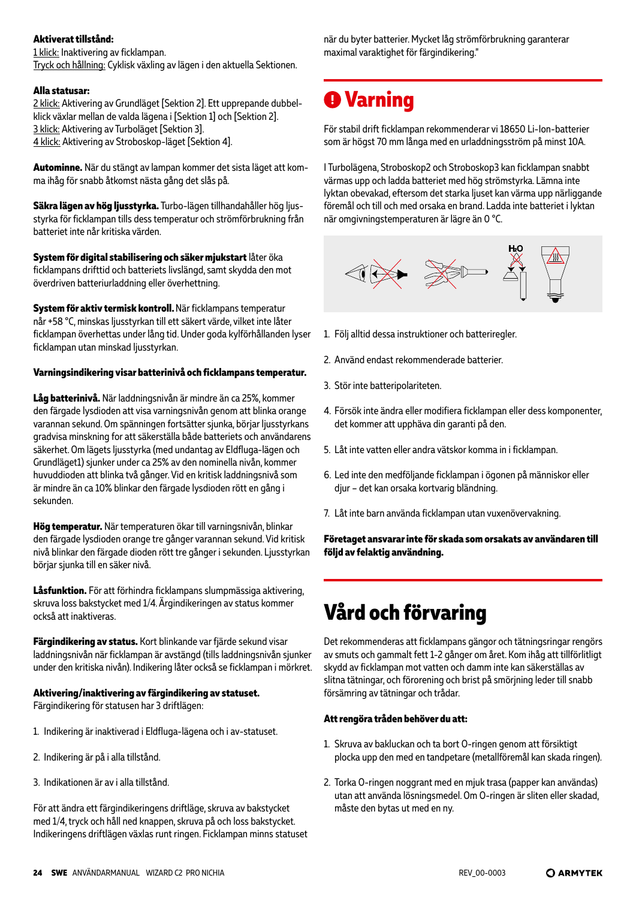**Aktiverat tillstånd:**
1 klick: Inaktivering av ficklampan.
Tryck och hållning: Cyklisk växling av lägen i den aktuella Sektionen.

**Alla statusar:**
2 klick: Aktivering av Grundläget [Sektion 2]. Ett upprepande dubbel-klick växlar mellan de valda lägena i [Sektion 1] och [Sektion 2].
3 klick: Aktivering av Turboläget [Sektion 3].
4 klick: Aktivering av Stroboskop-läget [Sektion 4].

**Autominne.** När du stängt av lampan kommer det sista läget att komma ihåg för snabb åtkomst nästa gång det slås på.

**Säkra lägen av hög ljusstyrka.** Turbo-lägen tillhandahåller hög ljusstyrka för ficklampan tills dess temperatur och strömförbrukning från batteriet inte når kritiska värden.

**System för digital stabilisering och säker mjukstart** låter öka ficklampans drifttid och batteriets livslängd, samt skydda den mot överdriven batteriurladdning eller överhettning.

**System för aktiv termisk kontroll.** När ficklampans temperatur når +58 °C, minskas ljusstyrkan till ett säkert värde, vilket inte låter ficklampan överhettas under lång tid. Under goda kylförhållanden lyser ficklampan utan minskad ljusstyrkan.

**Varningsindikering visar batterinivå och ficklampans temperatur.**

**Låg batterinivå.** När laddningsnivån är mindre än ca 25%, kommer den färgade lysdioden att visa varningsnivån genom att blinka orange varannan sekund. Om spänningen fortsätter sjunka, börjar ljusstyrkans gradvisa minskning for att säkerställa både batteriets och användarens säkerhet. Om lägets ljusstyrka (med undantag av Eldfluga-lägen och Grundläget1) sjunker under ca 25% av den nominella nivån, kommer huvuddioden att blinka två gånger. Vid en kritisk laddningsnivå som är mindre än ca 10% blinkar den färgade lysdioden rött en gång i sekunden.

**Hög temperatur.** När temperaturen ökar till varningsnivån, blinkar den färgade lysdioden orange tre gånger varannan sekund. Vid kritisk nivå blinkar den färgade dioden rött tre gånger i sekunden. Ljusstyrkan börjar sjunka till en säker nivå.

**Låsfunktion.** För att förhindra ficklampans slumpmässiga aktivering, skruva loss bakstycket med 1/4. Ärgindikeringen av status kommer också att inaktiveras.

**Färgindikering av status.** Kort blinkande var fjärde sekund visar laddningsnivån när ficklampan är avstängd (tills laddningsnivån sjunker under den kritiska nivån). Indikering låter också se ficklampan i mörkret.

**Aktivering/inaktivering av färgindikering av statuset.**
Färgindikering för statusen har 3 driftlägen:

1. Indikering är inaktiverad i Eldfluga-lägena och i av-statuset.
2. Indikering är på i alla tillstånd.
3. Indikationen är av i alla tillstånd.

För att ändra ett färgindikeringens driftläge, skruva av bakstycket med 1/4, tryck och håll ned knappen, skruva på och loss bakstycket. Indikeringens driftlägen växlas runt ringen. Ficklampan minns statuset när du byter batterier. Mycket låg strömförbrukning garanterar maximal varaktighet för färgindikering."

## Varning

För stabil drift ficklampan rekommenderar vi 18650 Li-Ion-batterier som är högst 70 mm långa med en urladdningsström på minst 10A.

I Turbolägena, Stroboskop2 och Stroboskop3 kan ficklampan snabbt värmas upp och ladda batteriet med hög strömstyrka. Lämna inte lyktan obevakad, eftersom det starka ljuset kan värma upp närliggande föremål och till och med orsaka en brand. Ladda inte batteriet i lyktan när omgivningstemperaturen är lägre än 0 °C.

1. Följ alltid dessa instruktioner och batteriregler.
2. Använd endast rekommenderade batterier.
3. Stör inte batteripolariteten.
4. Försök inte ändra eller modifiera ficklampan eller dess komponenter, det kommer att upphäva din garanti på den.
5. Låt inte vatten eller andra vätskor komma in i ficklampan.
6. Led inte den medföljande ficklampan i ögonen på människor eller djur – det kan orsaka kortvarig bländning.
7. Låt inte barn använda ficklampan utan vuxenövervakning.

**Företaget ansvarar inte för skada som orsakats av användaren till följd av felaktig användning.**

# Vård och förvaring

Det rekommenderas att ficklampans gängor och tätningsringar rengörs av smuts och gammalt fett 1-2 gånger om året. Kom ihåg att tillförlitligt skydd av ficklampan mot vatten och damm inte kan säkerställas av slitna tätningar, och förorening och brist på smörjning leder till snabb försämring av tätningar och trådar.

**Att rengöra tråden behöver du att:**

1. Skruva av bakluckan och ta bort O-ringen genom att försiktigt plocka upp den med en tandpetare (metallföremål kan skada ringen).
2. Torka O-ringen noggrant med en mjuk trasa (papper kan användas) utan att använda lösningsmedel. Om O-ringen är sliten eller skadad, måste den bytas ut med en ny.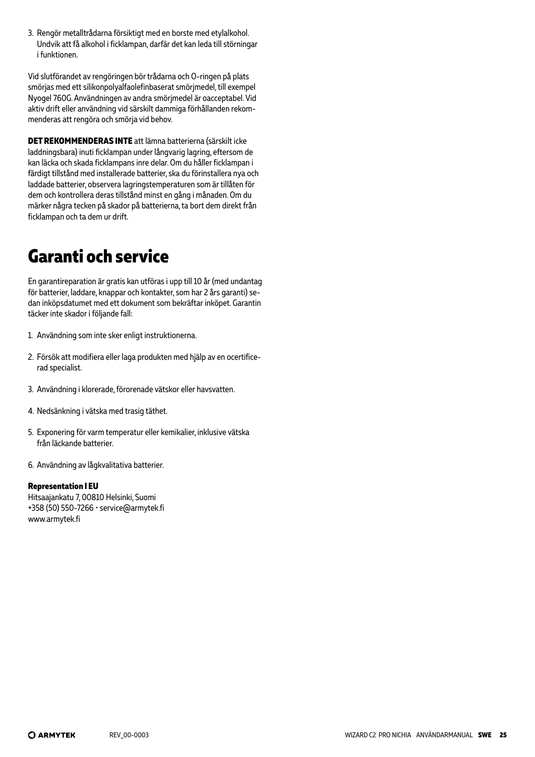3. Rengör metalltrådarna försiktigt med en borste med etylalkohol. Undvik att få alkohol i ficklampan, darfär det kan leda till störningar i funktionen.

Vid slutförandet av rengöringen bör trådarna och O-ringen på plats smörjas med ett silikonpolyalfaolefinbaserat smörjmedel, till exempel Nyogel 760G. Användningen av andra smörjmedel är oacceptabel. Vid aktiv drift eller användning vid särskilt dammiga förhållanden rekommenderas att rengöra och smörja vid behov.

**DET REKOMMENDERAS INTE** att lämna batterierna (särskilt icke laddningsbara) inuti ficklampan under långvarig lagring, eftersom de kan läcka och skada ficklampans inre delar. Om du håller ficklampan i färdigt tillstånd med installerade batterier, ska du förinstallera nya och laddade batterier, observera lagringstemperaturen som är tillåten för dem och kontrollera deras tillstånd minst en gång i månaden. Om du märker några tecken på skador på batterierna, ta bort dem direkt från ficklampan och ta dem ur drift.

# Garanti och service

En garantireparation är gratis kan utföras i upp till 10 år (med undantag för batterier, laddare, knappar och kontakter, som har 2 års garanti) sedan inköpsdatumet med ett dokument som bekräftar inköpet. Garantin täcker inte skador i följande fall:

1. Användning som inte sker enligt instruktionerna.
2. Försök att modifiera eller laga produkten med hjälp av en ocertificerad specialist.
3. Användning i klorerade, förorenade vätskor eller havsvatten.
4. Nedsänkning i vätska med trasig täthet.
5. Exponering för varm temperatur eller kemikalier, inklusive vätska från läckande batterier.
6. Användning av lågkvalitativa batterier.

**Representation I EU**
Hitsaajankatu 7, 00810 Helsinki, Suomi
+358 (50) 550-7266 • service@armytek.fi
www.armytek.fi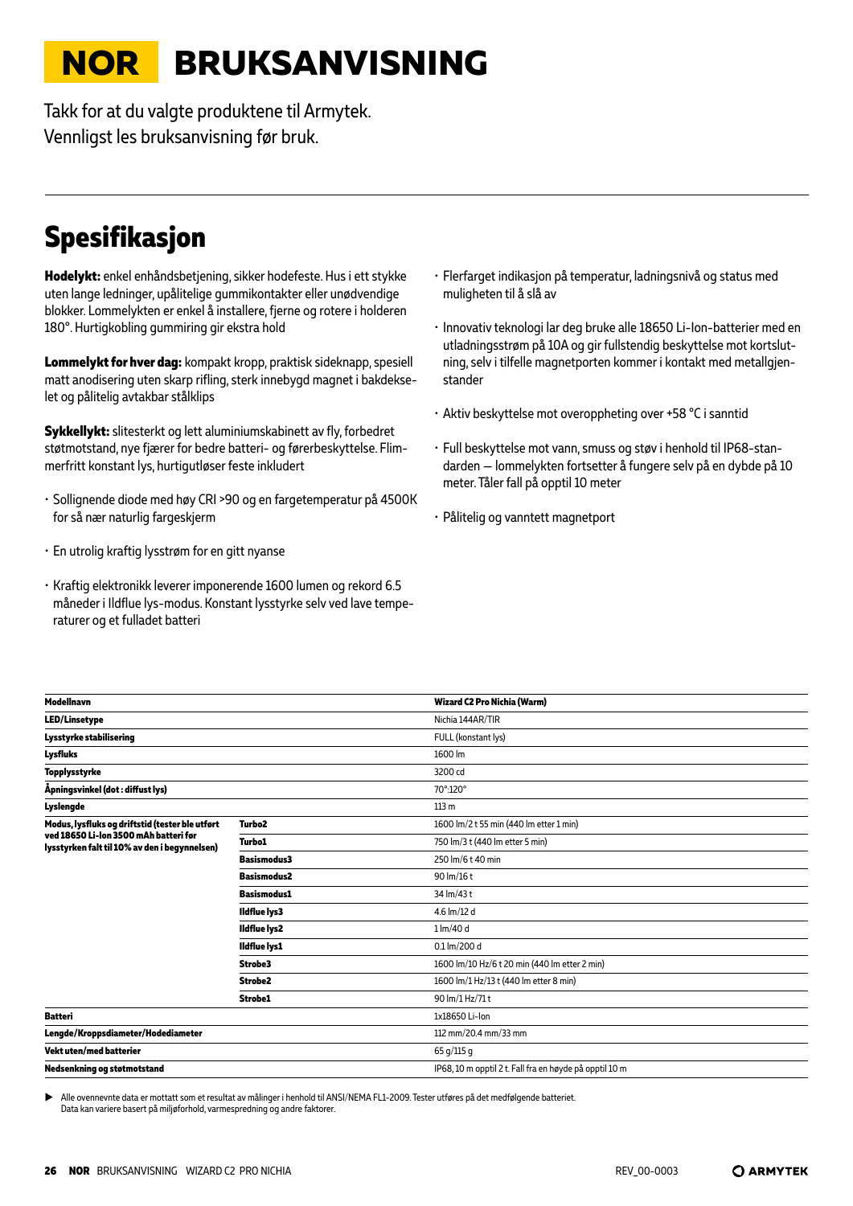# NOR BRUKSANVISNING

Takk for at du valgte produktene til Armytek.
Vennligst les bruksanvisning før bruk.

## Spesifikasjon

**Hodelykt:** enkel enhåndsbetjening, sikker hodefeste. Hus i ett stykke uten lange ledninger, upålitelige gummikontakter eller unødvendige blokker. Lommelykten er enkel å installere, fjerne og rotere i holderen 180°. Hurtigkobling gummiring gir ekstra hold

**Lommelykt for hver dag:** kompakt kropp, praktisk sideknapp, spesiell matt anodisering uten skarp rifling, sterk innebygd magnet i bakdekselet og pålitelig avtakbar stålklips

**Sykkellykt:** slitesterkt og lett aluminiumskabinett av fly, forbedret støtmotstand, nye fjærer for bedre batteri- og førerbeskyttelse. Flimmerfritt konstant lys, hurtigutløser feste inkludert

- Sollignende diode med høy CRI >90 og en fargetemperatur på 4500K for så nær naturlig fargeskjerm
- En utrolig kraftig lysstrøm for en gitt nyanse
- Kraftig elektronikk leverer imponerende 1600 lumen og rekord 6.5 måneder i Ildflue lys-modus. Konstant lysstyrke selv ved lave temperaturer og et fulladet batteri
- Flerfarget indikasjon på temperatur, ladningsnivå og status med muligheten til å slå av
- Innovativ teknologi lar deg bruke alle 18650 Li-Ion-batterier med en utladningsstrøm på 10A og gir fullstendig beskyttelse mot kortslutning, selv i tilfelle magnetporten kommer i kontakt med metallgjenstander
- Aktiv beskyttelse mot overoppheting over +58 °C i sanntid
- Full beskyttelse mot vann, smuss og støv i henhold til IP68-standarden — lommelykten fortsetter å fungere selv på en dybde på 10 meter. Tåler fall på opptil 10 meter
- Pålitelig og vanntett magnetport

| Modellnavn | | Wizard C2 Pro Nichia (Warm) |
|---|---|---|
| LED/Linsetype | | Nichia 144AR/TIR |
| Lysstyrke stabilisering | | FULL (konstant lys) |
| Lysfluks | | 1600 lm |
| Topplysstyrke | | 3200 cd |
| Åpningsvinkel (dot : diffust lys) | | 70°:120° |
| Lyslengde | | 113 m |
| Modus, lysfluks og driftstid (tester ble utført ved 18650 Li-Ion 3500 mAh batteri før lysstyrken falt til 10% av den i begynnelsen) | Turbo2 | 1600 lm/2 t 55 min (440 lm etter 1 min) |
| | Turbo1 | 750 lm/3 t (440 lm etter 5 min) |
| | Basismodus3 | 250 lm/6 t 40 min |
| | Basismodus2 | 90 lm/16 t |
| | Basismodus1 | 34 lm/43 t |
| | Ildflue lys3 | 4.6 lm/12 d |
| | Ildflue lys2 | 1 lm/40 d |
| | Ildflue lys1 | 0.1 lm/200 d |
| | Strobe3 | 1600 lm/10 Hz/6 t 20 min (440 lm etter 2 min) |
| | Strobe2 | 1600 lm/1 Hz/13 t (440 lm etter 8 min) |
| | Strobe1 | 90 lm/1 Hz/71 t |
| Batteri | | 1x18650 Li-Ion |
| Lengde/Kroppsdiameter/Hodediameter | | 112 mm/20.4 mm/33 mm |
| Vekt uten/med batterier | | 65 g/115 g |
| Nedsenkning og støtmotstand | | IP68, 10 m opptil 2 t. Fall fra en høyde på opptil 10 m |

▶ Alle ovennevnte data er mottatt som et resultat av målinger i henhold til ANSI/NEMA FL1-2009. Tester utføres på det medfølgende batteriet.
Data kan variere basert på miljøforhold, varmespredning og andre faktorer.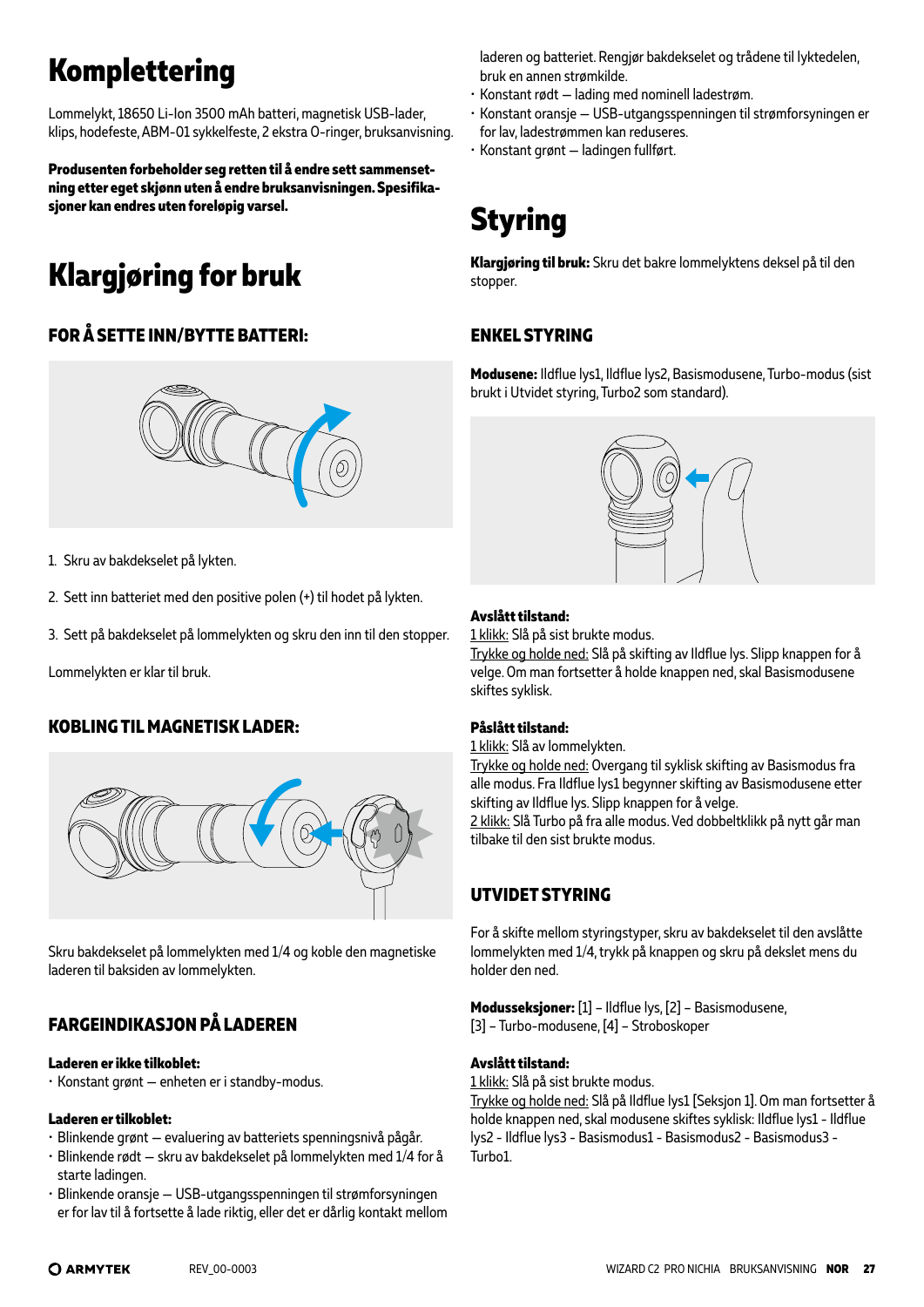# Komplettering

Lommelykt, 18650 Li-Ion 3500 mAh batteri, magnetisk USB-lader, klips, hodefeste, ABM-01 sykkelfeste, 2 ekstra O-ringer, bruksanvisning.

**Produsenten forbeholder seg retten til å endre sett sammensetning etter eget skjønn uten å endre bruksanvisningen. Spesifikasjoner kan endres uten foreløpig varsel.**

# Klargjøring for bruk

## FOR Å SETTE INN/BYTTE BATTERI:

1. Skru av bakdekselet på lykten.
2. Sett inn batteriet med den positive polen (+) til hodet på lykten.
3. Sett på bakdekselet på lommelykten og skru den inn til den stopper.

Lommelykten er klar til bruk.

## KOBLING TIL MAGNETISK LADER:

Skru bakdekselet på lommelykten med 1/4 og koble den magnetiske laderen til baksiden av lommelykten.

## FARGEINDIKASJON PÅ LADEREN

**Laderen er ikke tilkoblet:**

- Konstant grønt — enheten er i standby-modus.

**Laderen er tilkoblet:**

- Blinkende grønt — evaluering av batteriets spenningsnivå pågår.
- Blinkende rødt — skru av bakdekselet på lommelykten med 1/4 for å starte ladingen.
- Blinkende oransje — USB-utgangsspenningen til strømforsyningen er for lav til å fortsette å lade riktig, eller det er dårlig kontakt mellom laderen og batteriet. Rengjør bakdekselet og trådene til lyktedelen, bruk en annen strømkilde.
- Konstant rødt — lading med nominell ladestrøm.
- Konstant oransje — USB-utgangsspenningen til strømforsyningen er for lav, ladestrømmen kan reduseres.
- Konstant grønt — ladingen fullført.

# Styring

**Klargjøring til bruk:** Skru det bakre lommelyktens deksel på til den stopper.

## ENKEL STYRING

**Modusene:** Ildflue lys1, Ildflue lys2, Basismodusene, Turbo-modus (sist brukt i Utvidet styring, Turbo2 som standard).

**Avslått tilstand:**
1 klikk: Slå på sist brukte modus.
Trykke og holde ned: Slå på skifting av Ildflue lys. Slipp knappen for å velge. Om man fortsetter å holde knappen ned, skal Basismodusene skiftes syklisk.

**Påslått tilstand:**
1 klikk: Slå av lommelykten.
Trykke og holde ned: Overgang til syklisk skifting av Basismodus fra alle modus. Fra Ildflue lys1 begynner skifting av Basismodusene etter skifting av Ildflue lys. Slipp knappen for å velge.
2 klikk: Slå Turbo på fra alle modus. Ved dobbeltklikk på nytt går man tilbake til den sist brukte modus.

## UTVIDET STYRING

For å skifte mellom styringstyper, skru av bakdekselet til den avslåtte lommelykten med 1/4, trykk på knappen og skru på dekslet mens du holder den ned.

**Modusseksjoner:** [1] – Ildflue lys, [2] – Basismodusene, [3] – Turbo-modusene, [4] – Stroboskoper

**Avslått tilstand:**
1 klikk: Slå på sist brukte modus.
Trykke og holde ned: Slå på Ildflue lys1 [Seksjon 1]. Om man fortsetter å holde knappen ned, skal modusene skiftes syklisk: Ildflue lys1 - Ildflue lys2 - Ildflue lys3 - Basismodus1 - Basismodus2 - Basismodus3 - Turbo1.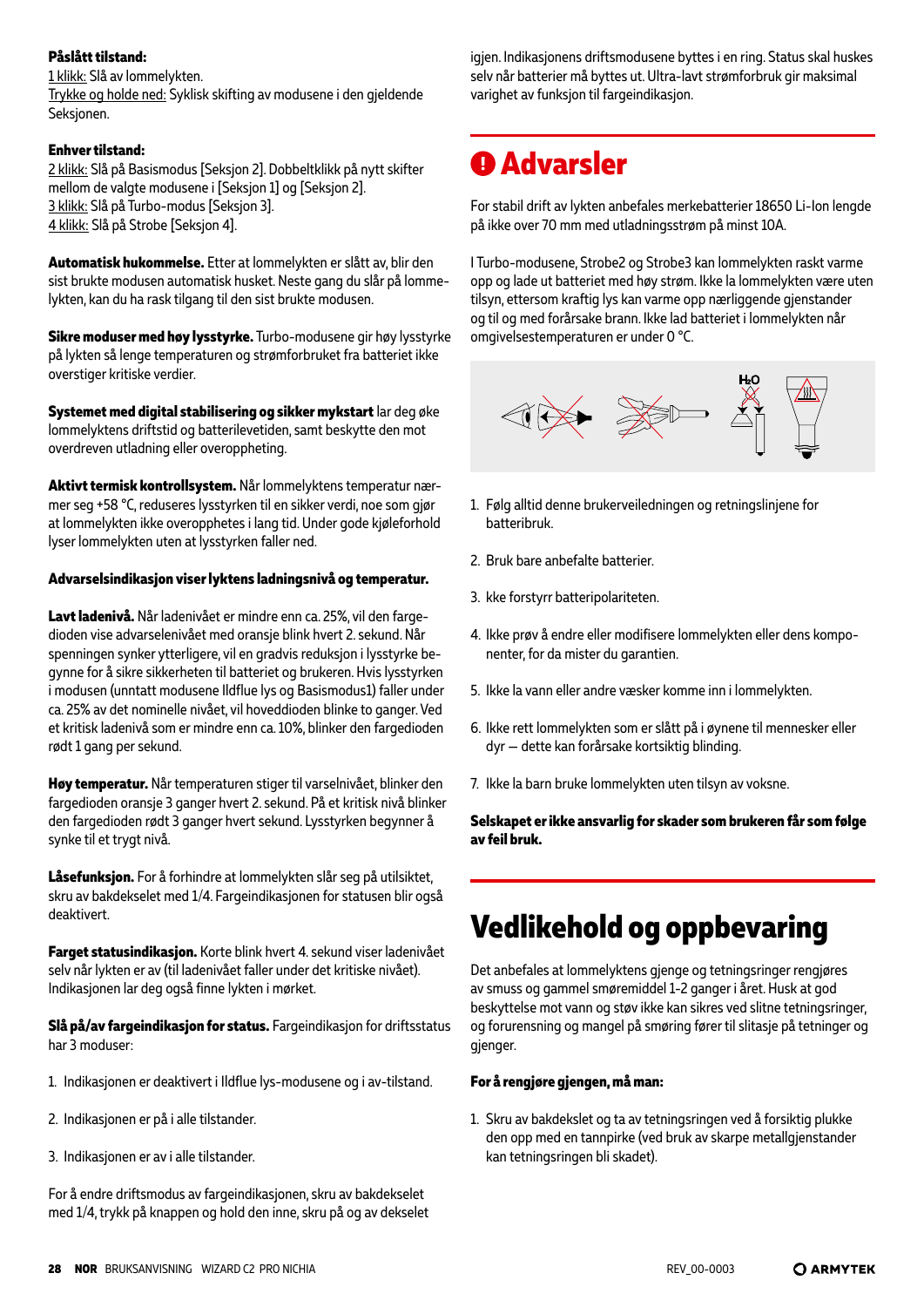**Påslått tilstand:**
1 klikk: Slå av lommelykten.
Trykke og holde ned: Syklisk skifting av modusene i den gjeldende Seksjonen.

**Enhver tilstand:**
2 klikk: Slå på Basismodus [Seksjon 2]. Dobbeltklikk på nytt skifter mellom de valgte modusene i [Seksjon 1] og [Seksjon 2].
3 klikk: Slå på Turbo-modus [Seksjon 3].
4 klikk: Slå på Strobe [Seksjon 4].

**Automatisk hukommelse.** Etter at lommelykten er slått av, blir den sist brukte modusen automatisk husket. Neste gang du slår på lommelykten, kan du ha rask tilgang til den sist brukte modusen.

**Sikre moduser med høy lysstyrke.** Turbo-modusene gir høy lysstyrke på lykten så lenge temperaturen og strømforbruket fra batteriet ikke overstiger kritiske verdier.

**Systemet med digital stabilisering og sikker mykstart** lar deg øke lommelyktens driftstid og batterilevetiden, samt beskytte den mot overdreven utladning eller overoppheting.

**Aktivt termisk kontrollsystem.** Når lommelyktens temperatur nærmer seg +58 °C, reduseres lysstyrken til en sikker verdi, noe som gjør at lommelykten ikke overopphetes i lang tid. Under gode kjøleforhold lyser lommelykten uten at lysstyrken faller ned.

**Advarselsindikasjon viser lyktens ladningsnivå og temperatur.**

**Lavt ladenivå.** Når ladenivået er mindre enn ca. 25%, vil den fargedioden vise advarselenivået med oransje blink hvert 2. sekund. Når spenningen synker ytterligere, vil en gradvis reduksjon i lysstyrke begynne for å sikre sikkerheten til batteriet og brukeren. Hvis lysstyrken i modusen (unntatt modusene Ildflue lys og Basismodus1) faller under ca. 25% av det nominelle nivået, vil hoveddioden blinke to ganger. Ved et kritisk ladenivå som er mindre enn ca. 10%, blinker den fargedioden rødt 1 gang per sekund.

**Høy temperatur.** Når temperaturen stiger til varselnivået, blinker den fargedioden oransje 3 ganger hvert 2. sekund. På et kritisk nivå blinker den fargedioden rødt 3 ganger hvert sekund. Lysstyrken begynner å synke til et trygt nivå.

**Låsefunksjon.** For å forhindre at lommelykten slår seg på utilsiktet, skru av bakdekselet med 1/4. Fargeindikasjonen for statusen blir også deaktivert.

**Farget statusindikasjon.** Korte blink hvert 4. sekund viser ladenivået selv når lykten er av (til ladenivået faller under det kritiske nivået). Indikasjonen lar deg også finne lykten i mørket.

**Slå på/av fargeindikasjon for status.** Fargeindikasjon for driftsstatus har 3 moduser:

1. Indikasjonen er deaktivert i Ildflue lys-modusene og i av-tilstand.
2. Indikasjonen er på i alle tilstander.
3. Indikasjonen er av i alle tilstander.

For å endre driftsmodus av fargeindikasjonen, skru av bakdekselet med 1/4, trykk på knappen og hold den inne, skru på og av dekselet igjen. Indikasjonens driftsmodusene byttes i en ring. Status skal huskes selv når batterier må byttes ut. Ultra-lavt strømforbruk gir maksimal varighet av funksjon til fargeindikasjon.

## ❶ Advarsler

For stabil drift av lykten anbefales merkebatterier 18650 Li-Ion lengde på ikke over 70 mm med utladningsstrøm på minst 10A.

I Turbo-modusene, Strobe2 og Strobe3 kan lommelykten raskt varme opp og lade ut batteriet med høy strøm. Ikke la lommelykten være uten tilsyn, ettersom kraftig lys kan varme opp nærliggende gjenstander og til og med forårsake brann. Ikke lad batteriet i lommelykten når omgivelsestemperaturen er under 0 °C.

1. Følg alltid denne brukerveiledningen og retningslinjene for batteribruk.
2. Bruk bare anbefalte batterier.
3. kke forstyrr batteripolariteten.
4. Ikke prøv å endre eller modifisere lommelykten eller dens komponenter, for da mister du garantien.
5. Ikke la vann eller andre væsker komme inn i lommelykten.
6. Ikke rett lommelykten som er slått på i øynene til mennesker eller dyr — dette kan forårsake kortsiktig blinding.
7. Ikke la barn bruke lommelykten uten tilsyn av voksne.

**Selskapet er ikke ansvarlig for skader som brukeren får som følge av feil bruk.**

# Vedlikehold og oppbevaring

Det anbefales at lommelyktens gjenge og tetningsringer rengjøres av smuss og gammel smøremiddel 1-2 ganger i året. Husk at god beskyttelse mot vann og støv ikke kan sikres ved slitne tetningsringer, og forurensning og mangel på smøring fører til slitasje på tetninger og gjenger.

**For å rengjøre gjengen, må man:**

1. Skru av bakdekslet og ta av tetningsringen ved å forsiktig plukke den opp med en tannpirke (ved bruk av skarpe metallgjenstander kan tetningsringen bli skadet).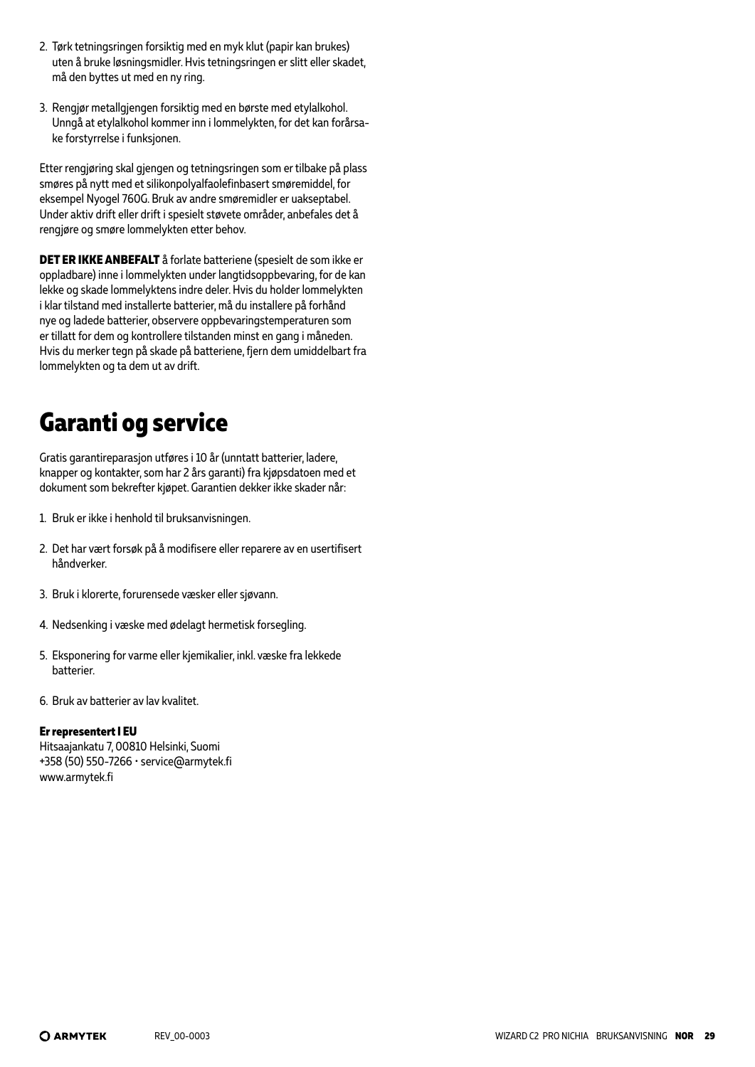2. Tørk tetningsringen forsiktig med en myk klut (papir kan brukes) uten å bruke løsningsmidler. Hvis tetningsringen er slitt eller skadet, må den byttes ut med en ny ring.

3. Rengjør metallgjengen forsiktig med en børste med etylalkohol. Unngå at etylalkohol kommer inn i lommelykten, for det kan forårsake forstyrrelse i funksjonen.

Etter rengjøring skal gjengen og tetningsringen som er tilbake på plass smøres på nytt med et silikonpolyalfaolefinbasert smøremiddel, for eksempel Nyogel 760G. Bruk av andre smøremidler er uakseptabel. Under aktiv drift eller drift i spesielt støvete områder, anbefales det å rengjøre og smøre lommelykten etter behov.

**DET ER IKKE ANBEFALT** å forlate batteriene (spesielt de som ikke er oppladbare) inne i lommelykten under langtidsoppbevaring, for de kan lekke og skade lommelyktens indre deler. Hvis du holder lommelykten i klar tilstand med installerte batterier, må du installere på forhånd nye og ladede batterier, observere oppbevaringstemperaturen som er tillatt for dem og kontrollere tilstanden minst en gang i måneden. Hvis du merker tegn på skade på batteriene, fjern dem umiddelbart fra lommelykten og ta dem ut av drift.

# Garanti og service

Gratis garantireparasjon utføres i 10 år (unntatt batterier, ladere, knapper og kontakter, som har 2 års garanti) fra kjøpsdatoen med et dokument som bekrefter kjøpet. Garantien dekker ikke skader når:

1. Bruk er ikke i henhold til bruksanvisningen.

2. Det har vært forsøk på å modifisere eller reparere av en usertifisert håndverker.

3. Bruk i klorerte, forurensede væsker eller sjøvann.

4. Nedsenking i væske med ødelagt hermetisk forsegling.

5. Eksponering for varme eller kjemikalier, inkl. væske fra lekkede batterier.

6. Bruk av batterier av lav kvalitet.

**Er representert I EU**
Hitsaajankatu 7, 00810 Helsinki, Suomi
+358 (50) 550-7266 • service@armytek.fi
www.armytek.fi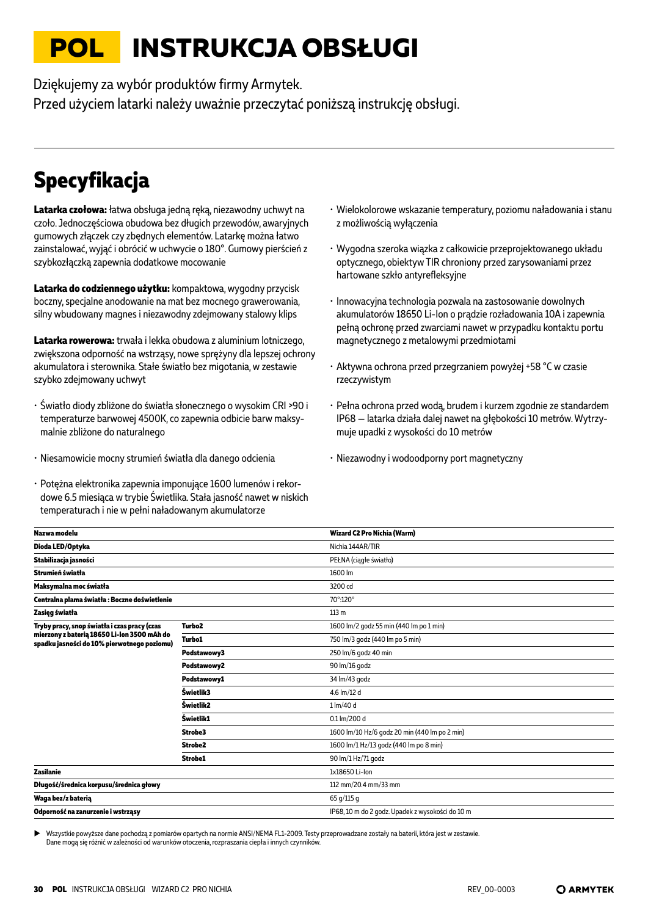# POL INSTRUKCJA OBSŁUGI

Dziękujemy za wybór produktów firmy Armytek.
Przed użyciem latarki należy uważnie przeczytać poniższą instrukcję obsługi.

## Specyfikacja

**Latarka czołowa:** łatwa obsługa jedną ręką, niezawodny uchwyt na czoło. Jednoczęściowa obudowa bez długich przewodów, awaryjnych gumowych złączek czy zbędnych elementów. Latarkę można łatwo zainstalować, wyjąć i obrócić w uchwycie o 180°. Gumowy pierścień z szybkozłączką zapewnia dodatkowe mocowanie

**Latarka do codziennego użytku:** kompaktowa, wygodny przycisk boczny, specjalne anodowanie na mat bez mocnego grawerowania, silny wbudowany magnes i niezawodny zdejmowany stalowy klips

**Latarka rowerowa:** trwała i lekka obudowa z aluminium lotniczego, zwiększona odporność na wstrząsy, nowe sprężyny dla lepszej ochrony akumulatora i sterownika. Stałe światło bez migotania, w zestawie szybko zdejmowany uchwyt

- Światło diody zbliżone do światła słonecznego o wysokim CRI >90 i temperaturze barwowej 4500K, co zapewnia odbicie barw maksymalnie zbliżone do naturalnego
- Niesamowicie mocny strumień światła dla danego odcienia
- Potężna elektronika zapewnia imponujące 1600 lumenów i rekordowe 6.5 miesiąca w trybie Świetlika. Stała jasność nawet w niskich temperaturach i nie w pełni naładowanym akumulatorze
- Wielokolorowe wskazanie temperatury, poziomu naładowania i stanu z możliwością wyłączenia
- Wygodna szeroka wiązka z całkowicie przeprojektowanego układu optycznego, obiektyw TIR chroniony przed zarysowaniami przez hartowane szkło antyrefleksyjne
- Innowacyjna technologia pozwala na zastosowanie dowolnych akumulatorów 18650 Li-Ion o prądzie rozładowania 10A i zapewnia pełną ochronę przed zwarciami nawet w przypadku kontaktu portu magnetycznego z metalowymi przedmiotami
- Aktywna ochrona przed przegrzaniem powyżej +58 °C w czasie rzeczywistym
- Pełna ochrona przed wodą, brudem i kurzem zgodnie ze standardem IP68 — latarka działa dalej nawet na głębokości 10 metrów. Wytrzymuje upadki z wysokości do 10 metrów
- Niezawodny i wodoodporny port magnetyczny

| Nazwa modelu | | Wizard C2 Pro Nichia (Warm) |
|---|---|---|
| Dioda LED/Optyka | | Nichia 144AR/TIR |
| Stabilizacja jasności | | PEŁNA (ciągłe światło) |
| Strumień światła | | 1600 lm |
| Maksymalna moc światła | | 3200 cd |
| Centralna plama światła : Boczne doświetlenie | | 70°:120° |
| Zasięg światła | | 113 m |
| Tryby pracy, snop światła i czas pracy (czas mierzony z baterią 18650 Li-Ion 3500 mAh do spadku jasności do 10% pierwotnego poziomu) | Turbo2 | 1600 lm/2 godz 55 min (440 lm po 1 min) |
| | Turbo1 | 750 lm/3 godz (440 lm po 5 min) |
| | Podstawowy3 | 250 lm/6 godz 40 min |
| | Podstawowy2 | 90 lm/16 godz |
| | Podstawowy1 | 34 lm/43 godz |
| | Świetlik3 | 4.6 lm/12 d |
| | Świetlik2 | 1 lm/40 d |
| | Świetlik1 | 0.1 lm/200 d |
| | Strobe3 | 1600 lm/10 Hz/6 godz 20 min (440 lm po 2 min) |
| | Strobe2 | 1600 lm/1 Hz/13 godz (440 lm po 8 min) |
| | Strobe1 | 90 lm/1 Hz/71 godz |
| Zasilanie | | 1x18650 Li-Ion |
| Długość/średnica korpusu/średnica głowy | | 112 mm/20.4 mm/33 mm |
| Waga bez/z baterią | | 65 g/115 g |
| Odporność na zanurzenie i wstrząsy | | IP68, 10 m do 2 godz. Upadek z wysokości do 10 m |

▶ Wszystkie powyższe dane pochodzą z pomiarów opartych na normie ANSI/NEMA FL1-2009. Testy przeprowadzane zostały na baterii, która jest w zestawie. Dane mogą się różnić w zależności od warunków otoczenia, rozpraszania ciepła i innych czynników.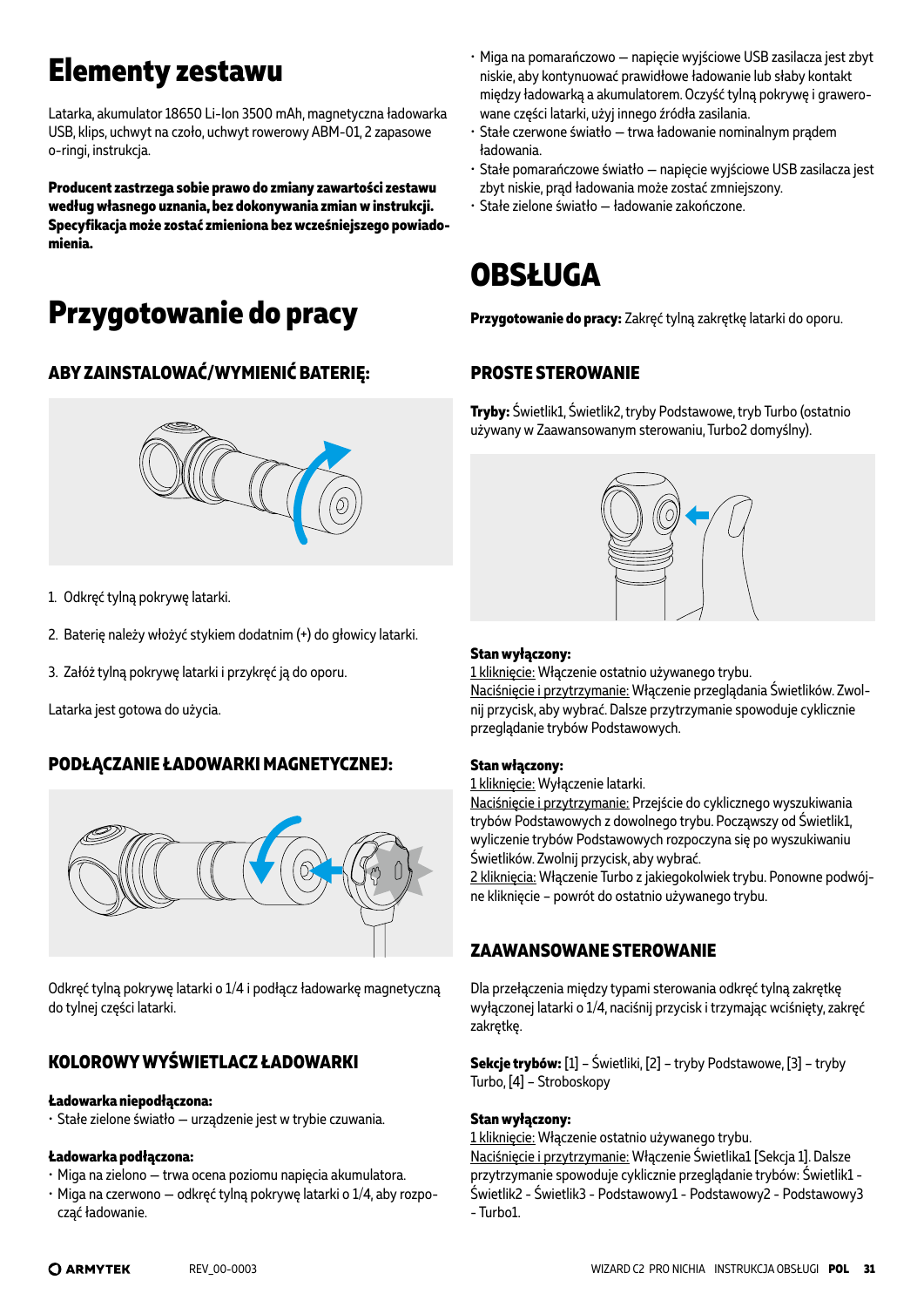# Elementy zestawu

Latarka, akumulator 18650 Li-Ion 3500 mAh, magnetyczna ładowarka USB, klips, uchwyt na czoło, uchwyt rowerowy ABM-01, 2 zapasowe o-ringi, instrukcja.

**Producent zastrzega sobie prawo do zmiany zawartości zestawu według własnego uznania, bez dokonywania zmian w instrukcji. Specyfikacja może zostać zmieniona bez wcześniejszego powiadomienia.**

# Przygotowanie do pracy

## ABY ZAINSTALOWAĆ/WYMIENIĆ BATERIĘ:

1. Odkręć tylną pokrywę latarki.
2. Baterię należy włożyć stykiem dodatnim (+) do głowicy latarki.
3. Załóż tylną pokrywę latarki i przykręć ją do oporu.

Latarka jest gotowa do użycia.

## PODŁĄCZANIE ŁADOWARKI MAGNETYCZNEJ:

Odkręć tylną pokrywę latarki o 1/4 i podłącz ładowarkę magnetyczną do tylnej części latarki.

## KOLOROWY WYŚWIETLACZ ŁADOWARKI

**Ładowarka niepodłączona:**
- Stałe zielone światło — urządzenie jest w trybie czuwania.

**Ładowarka podłączona:**
- Miga na zielono — trwa ocena poziomu napięcia akumulatora.
- Miga na czerwono — odkręć tylną pokrywę latarki o 1/4, aby rozpocząć ładowanie.
- Miga na pomarańczowo — napięcie wyjściowe USB zasilacza jest zbyt niskie, aby kontynuować prawidłowe ładowanie lub słaby kontakt między ładowarką a akumulatorem. Oczyść tylną pokrywę i grawerowane części latarki, użyj innego źródła zasilania.
- Stałe czerwone światło — trwa ładowanie nominalnym prądem ładowania.
- Stałe pomarańczowe światło — napięcie wyjściowe USB zasilacza jest zbyt niskie, prąd ładowania może zostać zmniejszony.
- Stałe zielone światło — ładowanie zakończone.

# OBSŁUGA

**Przygotowanie do pracy:** Zakręć tylną zakrętkę latarki do oporu.

## PROSTE STEROWANIE

**Tryby:** Świetlik1, Świetlik2, tryby Podstawowe, tryb Turbo (ostatnio używany w Zaawansowanym sterowaniu, Turbo2 domyślny).

**Stan wyłączony:**
1 kliknięcie: Włączenie ostatnio używanego trybu.
Naciśnięcie i przytrzymanie: Włączenie przeglądania Świetlików. Zwolnij przycisk, aby wybrać. Dalsze przytrzymanie spowoduje cykliczne przeglądanie trybów Podstawowych.

**Stan włączony:**
1 kliknięcie: Wyłączenie latarki.
Naciśnięcie i przytrzymanie: Przejście do cyklicznego wyszukiwania trybów Podstawowych z dowolnego trybu. Począwszy od Świetlik1, wyliczenie trybów Podstawowych rozpoczyna się po wyszukiwaniu Świetlików. Zwolnij przycisk, aby wybrać.
2 kliknięcia: Włączenie Turbo z jakiegokolwiek trybu. Ponowne podwójne kliknięcie – powrót do ostatnio używanego trybu.

## ZAAWANSOWANE STEROWANIE

Dla przełączenia między typami sterowania odkręć tylną zakrętkę wyłączonej latarki o 1/4, naciśnij przycisk i trzymając wciśnięty, zakręć zakrętkę.

**Sekcje trybów:** [1] – Świetliki, [2] – tryby Podstawowe, [3] – tryby Turbo, [4] – Stroboskopy

**Stan wyłączony:**
1 kliknięcie: Włączenie ostatnio używanego trybu.
Naciśnięcie i przytrzymanie: Włączenie Świetlika1 [Sekcja 1]. Dalsze przytrzymanie spowoduje cyklicznie przeglądanie trybów: Świetlik1 - Świetlik2 - Świetlik3 - Podstawowy1 - Podstawowy2 - Podstawowy3 - Turbo1.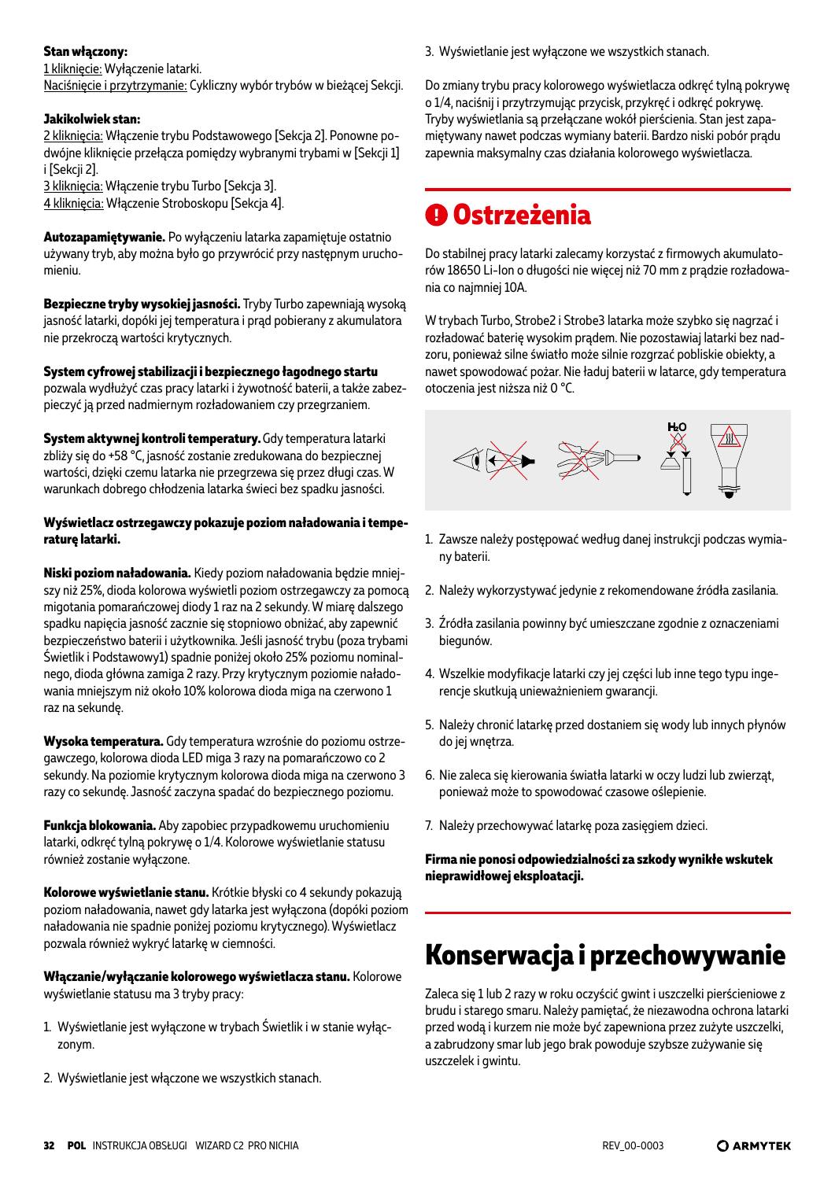**Stan włączony:**
1 kliknięcie: Wyłączenie latarki.
Naciśnięcie i przytrzymanie: Cykliczny wybór trybów w bieżącej Sekcji.

**Jakikolwiek stan:**
2 kliknięcia: Włączenie trybu Podstawowego [Sekcja 2]. Ponowne podwójne kliknięcie przełącza pomiędzy wybranymi trybami w [Sekcji 1] i [Sekcji 2].
3 kliknięcia: Włączenie trybu Turbo [Sekcja 3].
4 kliknięcia: Włączenie Stroboskopu [Sekcja 4].

**Autozapamiętywanie.** Po wyłączeniu latarka zapamiętuje ostatnio używany tryb, aby można było go przywrócić przy następnym uruchomieniu.

**Bezpieczne tryby wysokiej jasności.** Tryby Turbo zapewniają wysoką jasność latarki, dopóki jej temperatura i prąd pobierany z akumulatora nie przekroczą wartości krytycznych.

**System cyfrowej stabilizacji i bezpiecznego łagodnego startu** pozwala wydłużyć czas pracy latarki i żywotność baterii, a także zabezpieczyć ją przed nadmiernym rozładowaniem czy przegrzaniem.

**System aktywnej kontroli temperatury.** Gdy temperatura latarki zbliży się do +58 °C, jasność zostanie zredukowana do bezpiecznej wartości, dzięki czemu latarka nie przegrzewa się przez długi czas. W warunkach dobrego chłodzenia latarka świeci bez spadku jasności.

**Wyświetlacz ostrzegawczy pokazuje poziom naładowania i temperaturę latarki.**

**Niski poziom naładowania.** Kiedy poziom naładowania będzie mniejszy niż 25%, dioda kolorowa wyświetli poziom ostrzegawczy za pomocą migotania pomarańczowej diody 1 raz na 2 sekundy. W miarę dalszego spadku napięcia jasność zacznie się stopniowo obniżać, aby zapewnić bezpieczeństwo baterii i użytkownika. Jeśli jasność trybu (poza trybami Świetlik i Podstawowy1) spadnie poniżej około 25% poziomu nominalnego, dioda główna zamiga 2 razy. Przy krytycznym poziomie naładowania mniejszym niż około 10% kolorowa dioda miga na czerwono 1 raz na sekundę.

**Wysoka temperatura.** Gdy temperatura wzrośnie do poziomu ostrzegawczego, kolorowa dioda LED miga 3 razy na pomarańczowo co 2 sekundy. Na poziomie krytycznym kolorowa dioda miga na czerwono 3 razy co sekundę. Jasność zaczyna spadać do bezpiecznego poziomu.

**Funkcja blokowania.** Aby zapobiec przypadkowemu uruchomieniu latarki, odkręć tylną pokrywę o 1/4. Kolorowe wyświetlanie statusu również zostanie wyłączone.

**Kolorowe wyświetlanie stanu.** Krótkie błyski co 4 sekundy pokazują poziom naładowania, nawet gdy latarka jest wyłączona (dopóki poziom naładowania nie spadnie poniżej poziomu krytycznego). Wyświetlacz pozwala również wykryć latarkę w ciemności.

**Włączanie/wyłączanie kolorowego wyświetlacza stanu.** Kolorowe wyświetlanie statusu ma 3 tryby pracy:

1. Wyświetlanie jest wyłączone w trybach Świetlik i w stanie wyłączonym.
2. Wyświetlanie jest włączone we wszystkich stanach.
3. Wyświetlanie jest wyłączone we wszystkich stanach.

Do zmiany trybu pracy kolorowego wyświetlacza odkręć tylną pokrywę o 1/4, naciśnij i przytrzymując przycisk, przykręć i odkręć pokrywę. Tryby wyświetlania są przełączane wokół pierścienia. Stan jest zapamiętywany nawet podczas wymiany baterii. Bardzo niski pobór prądu zapewnia maksymalny czas działania kolorowego wyświetlacza.

# Ostrzeżenia

Do stabilnej pracy latarki zalecamy korzystać z firmowych akumulatorów 18650 Li-Ion o długości nie więcej niż 70 mm z prądzie rozładowania co najmniej 10A.

W trybach Turbo, Strobe2 i Strobe3 latarka może szybko się nagrzać i rozładować baterię wysokim prądem. Nie pozostawiaj latarki bez nadzoru, ponieważ silne światło może silnie rozgrzać pobliskie obiekty, a nawet spowodować pożar. Nie ładuj baterii w latarce, gdy temperatura otoczenia jest niższa niż 0 °C.

1. Zawsze należy postępować według danej instrukcji podczas wymiany baterii.
2. Należy wykorzystywać jedynie z rekomendowane źródła zasilania.
3. Źródła zasilania powinny być umieszczane zgodnie z oznaczeniami biegunów.
4. Wszelkie modyfikacje latarki czy jej części lub inne tego typu ingerencje skutkują unieważnieniem gwarancji.
5. Należy chronić latarkę przed dostaniem się wody lub innych płynów do jej wnętrza.
6. Nie zaleca się kierowania światła latarki w oczy ludzi lub zwierząt, ponieważ może to spowodować czasowe oślepienie.
7. Należy przechowywać latarkę poza zasięgiem dzieci.

**Firma nie ponosi odpowiedzialności za szkody wynikłe wskutek nieprawidłowej eksploatacji.**

# Konserwacja i przechowywanie

Zaleca się 1 lub 2 razy w roku oczyścić gwint i uszczelki pierścieniowe z brudu i starego smaru. Należy pamiętać, że niezawodna ochrona latarki przed wodą i kurzem nie może być zapewniona przez zużyte uszczelki, a zabrudzony smar lub jego brak powoduje szybsze zużywanie się uszczelek i gwintu.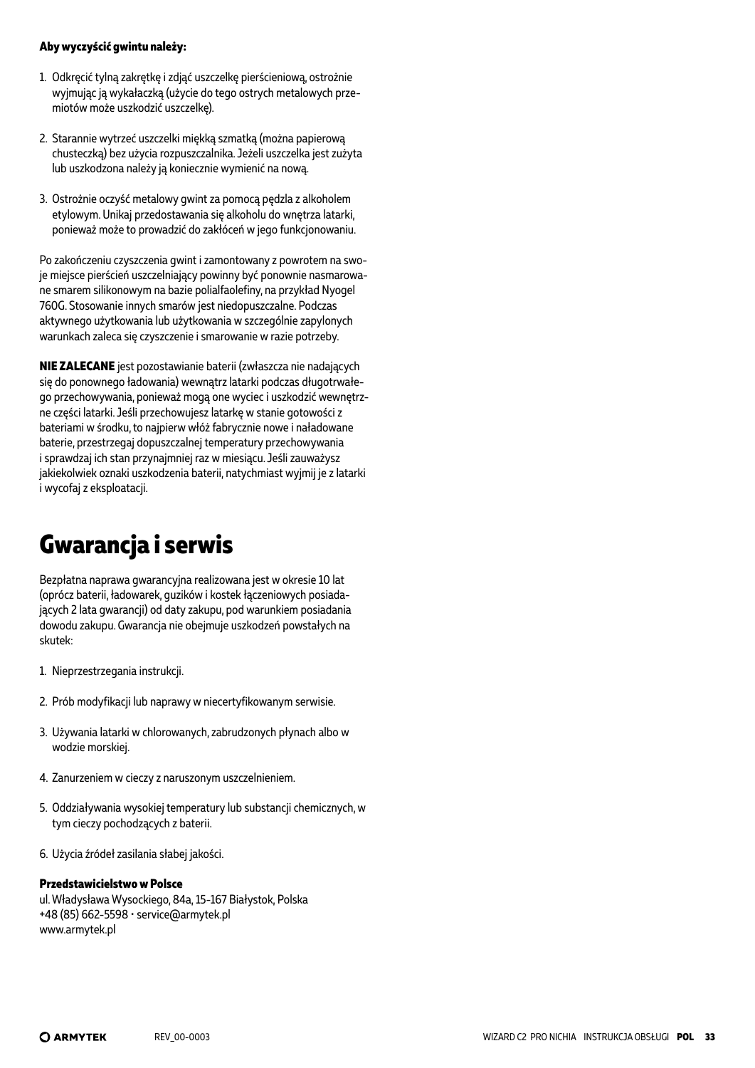**Aby wyczyścić gwintu należy:**

1. Odkręcić tylną zakrętkę i zdjąć uszczelkę pierścieniową, ostrożnie wyjmując ją wykałaczką (użycie do tego ostrych metalowych przedmiotów może uszkodzić uszczelkę).

2. Starannie wytrzeć uszczelki miękką szmatką (można papierową chusteczką) bez użycia rozpuszczalnika. Jeżeli uszczelka jest zużyta lub uszkodzona należy ją koniecznie wymienić na nową.

3. Ostrożnie oczyść metalowy gwint za pomocą pędzla z alkoholem etylowym. Unikaj przedostawania się alkoholu do wnętrza latarki, ponieważ może to prowadzić do zakłóceń w jego funkcjonowaniu.

Po zakończeniu czyszczenia gwint i zamontowany z powrotem na swoje miejsce pierścień uszczelniający powinny być ponownie nasmarowane smarem silikonowym na bazie polialfaolefiny, na przykład Nyogel 760G. Stosowanie innych smarów jest niedopuszczalne. Podczas aktywnego użytkowania lub użytkowania w szczególnie zapylonych warunkach zaleca się czyszczenie i smarowanie w razie potrzeby.

**NIE ZALECANE** jest pozostawianie baterii (zwłaszcza nie nadających się do ponownego ładowania) wewnątrz latarki podczas długotrwałego przechowywania, ponieważ mogą one wyciec i uszkodzić wewnętrzne części latarki. Jeśli przechowujesz latarkę w stanie gotowości z bateriami w środku, to najpierw włóż fabrycznie nowe i naładowane baterie, przestrzegaj dopuszczalnej temperatury przechowywania i sprawdzaj ich stan przynajmniej raz w miesiącu. Jeśli zauważysz jakiekolwiek oznaki uszkodzenia baterii, natychmiast wyjmij je z latarki i wycofaj z eksploatacji.

# Gwarancja i serwis

Bezpłatna naprawa gwarancyjna realizowana jest w okresie 10 lat (oprócz baterii, ładowarek, guzików i kostek łączeniowych posiadających 2 lata gwarancji) od daty zakupu, pod warunkiem posiadania dowodu zakupu. Gwarancja nie obejmuje uszkodzeń powstałych na skutek:

1. Nieprzestrzegania instrukcji.

2. Prób modyfikacji lub naprawy w niecertyfikowanym serwisie.

3. Używania latarki w chlorowanych, zabrudzonych płynach albo w wodzie morskiej.

4. Zanurzeniem w cieczy z naruszonym uszczelnieniem.

5. Oddziaływania wysokiej temperatury lub substancji chemicznych, w tym cieczy pochodzących z baterii.

6. Użycia źródeł zasilania słabej jakości.

**Przedstawicielstwo w Polsce**
ul. Władysława Wysockiego, 84a, 15-167 Białystok, Polska
+48 (85) 662-5598 • service@armytek.pl
www.armytek.pl